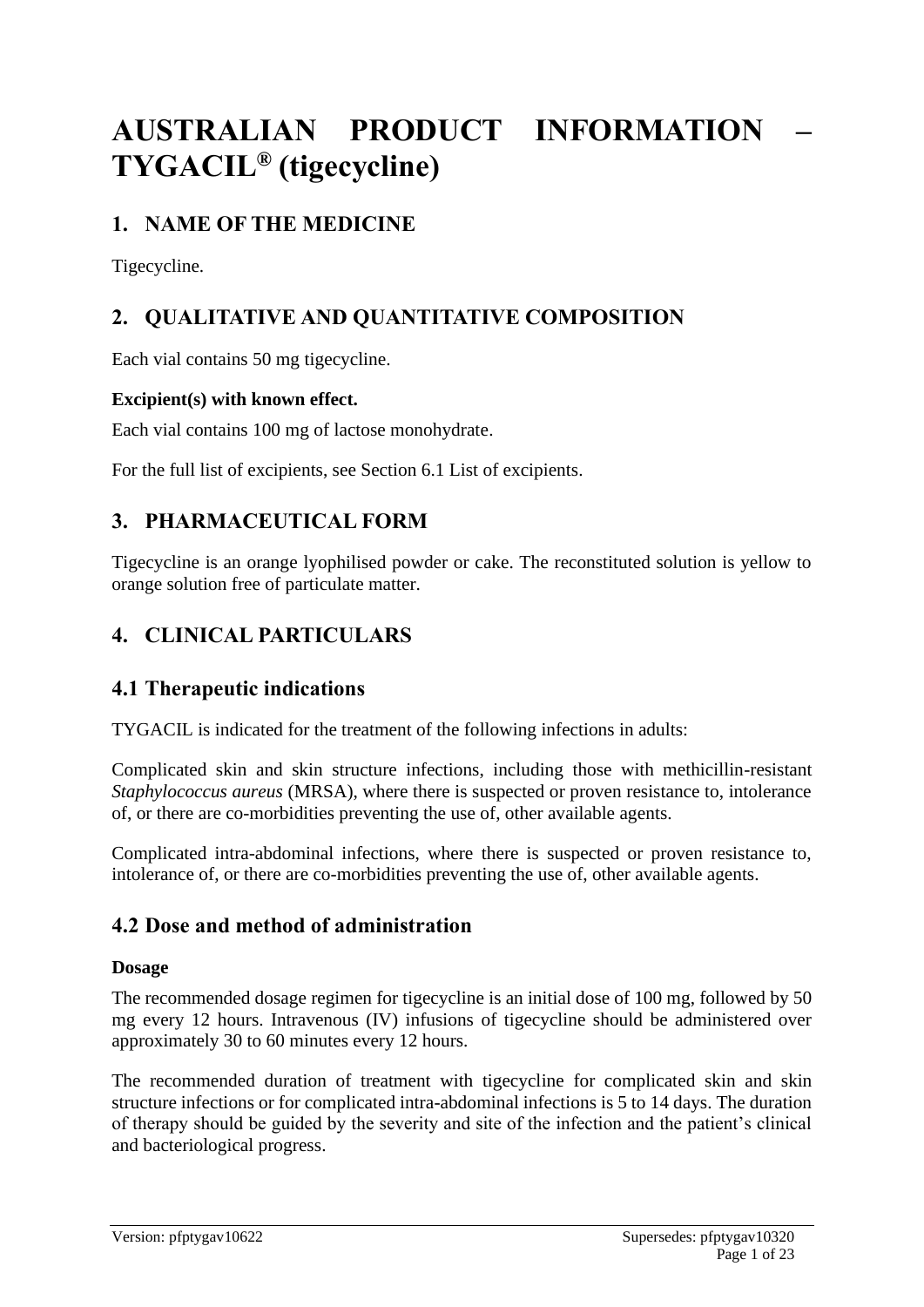# AUSTRALIAN PRODUCT INFORMATION – TYGACIL® (tigecycline)

## 1. NAME OF THE MEDICINE

Tigecycline.

## 2. QUALITATIVE AND QUANTITATIVE COMPOSITION

Each vial contains 50 mg tigecycline.

**Excipient(s) with known effect.**

Each vial contains 100 mg of lactose monohydrate.

For the full list of excipients, see Section 6.1 List of excipients.

## 3. PHARMACEUTICAL FORM

Tigecycline is an orange lyophilised powder or cake. The reconstituted solution is yellow to orange solution free of particulate matter.

## 4. CLINICAL PARTICULARS

## 4.1 Therapeutic indications

TYGACIL is indicated for the treatment of the following infections in adults:

Complicated skin and skin structure infections, including those with methicillin-resistant *Staphylococcus aureus* (MRSA), where there is suspected or proven resistance to, intolerance of, or there are co-morbidities preventing the use of, other available agents.

Complicated intra-abdominal infections, where there is suspected or proven resistance to, intolerance of, or there are co-morbidities preventing the use of, other available agents.

## 4.2 Dose and method of administration

**Dosage**

The recommended dosage regimen for tigecycline is an initial dose of 100 mg, followed by 50 mg every 12 hours. Intravenous (IV) infusions of tigecycline should be administered over approximately 30 to 60 minutes every 12 hours.

The recommended duration of treatment with tigecycline for complicated skin and skin structure infections or for complicated intra-abdominal infections is 5 to 14 days. The duration of therapy should be guided by the severity and site of the infection and the patient's clinical and bacteriological progress.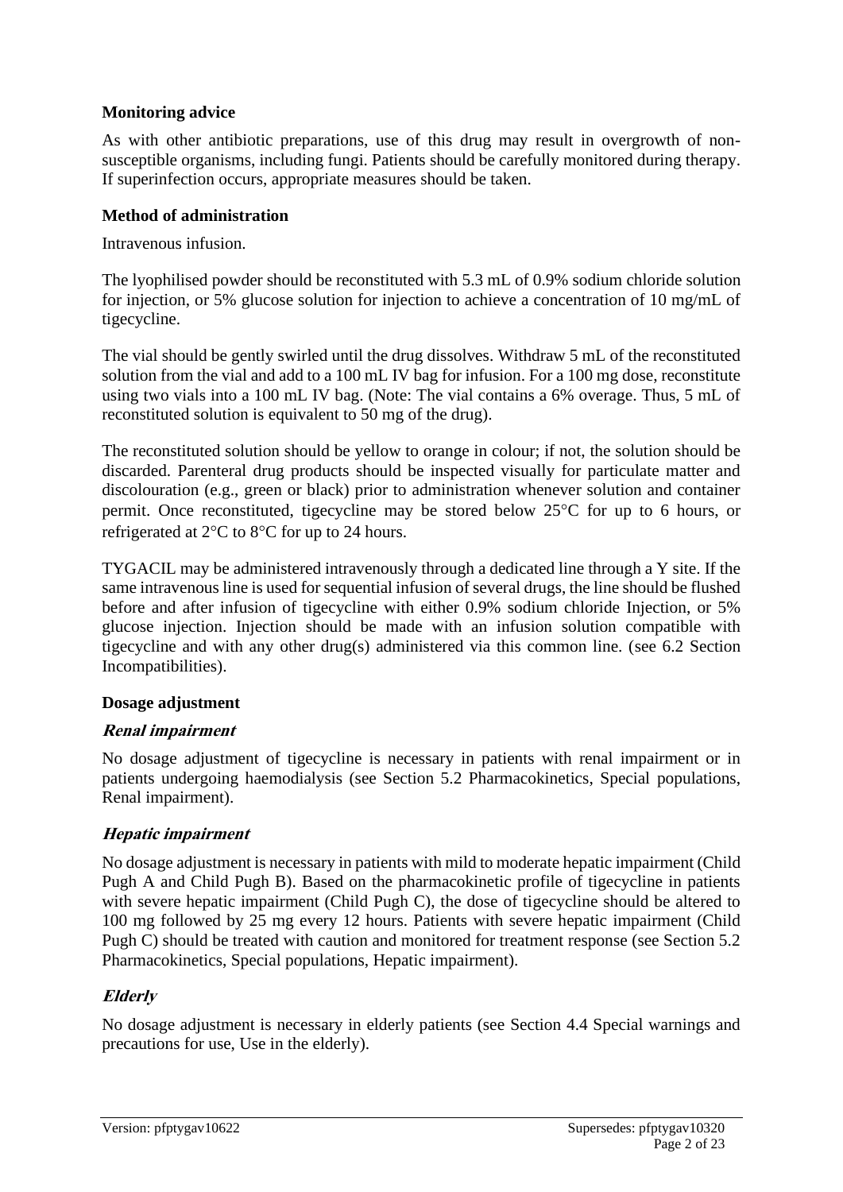**Monitoring advice**

As with other antibiotic preparations, use of this drug may result in overgrowth of non-susceptible organisms, including fungi. Patients should be carefully monitored during therapy. If superinfection occurs, appropriate measures should be taken.

**Method of administration**

Intravenous infusion.

The lyophilised powder should be reconstituted with 5.3 mL of 0.9% sodium chloride solution for injection, or 5% glucose solution for injection to achieve a concentration of 10 mg/mL of tigecycline.

The vial should be gently swirled until the drug dissolves. Withdraw 5 mL of the reconstituted solution from the vial and add to a 100 mL IV bag for infusion. For a 100 mg dose, reconstitute using two vials into a 100 mL IV bag. (Note: The vial contains a 6% overage. Thus, 5 mL of reconstituted solution is equivalent to 50 mg of the drug).

The reconstituted solution should be yellow to orange in colour; if not, the solution should be discarded. Parenteral drug products should be inspected visually for particulate matter and discolouration (e.g., green or black) prior to administration whenever solution and container permit. Once reconstituted, tigecycline may be stored below 25°C for up to 6 hours, or refrigerated at 2°C to 8°C for up to 24 hours.

TYGACIL may be administered intravenously through a dedicated line through a Y site. If the same intravenous line is used for sequential infusion of several drugs, the line should be flushed before and after infusion of tigecycline with either 0.9% sodium chloride Injection, or 5% glucose injection. Injection should be made with an infusion solution compatible with tigecycline and with any other drug(s) administered via this common line. (see 6.2 Section Incompatibilities).

**Dosage adjustment**

***Renal impairment***

No dosage adjustment of tigecycline is necessary in patients with renal impairment or in patients undergoing haemodialysis (see Section 5.2 Pharmacokinetics, Special populations, Renal impairment).

***Hepatic impairment***

No dosage adjustment is necessary in patients with mild to moderate hepatic impairment (Child Pugh A and Child Pugh B). Based on the pharmacokinetic profile of tigecycline in patients with severe hepatic impairment (Child Pugh C), the dose of tigecycline should be altered to 100 mg followed by 25 mg every 12 hours. Patients with severe hepatic impairment (Child Pugh C) should be treated with caution and monitored for treatment response (see Section 5.2 Pharmacokinetics, Special populations, Hepatic impairment).

***Elderly***

No dosage adjustment is necessary in elderly patients (see Section 4.4 Special warnings and precautions for use, Use in the elderly).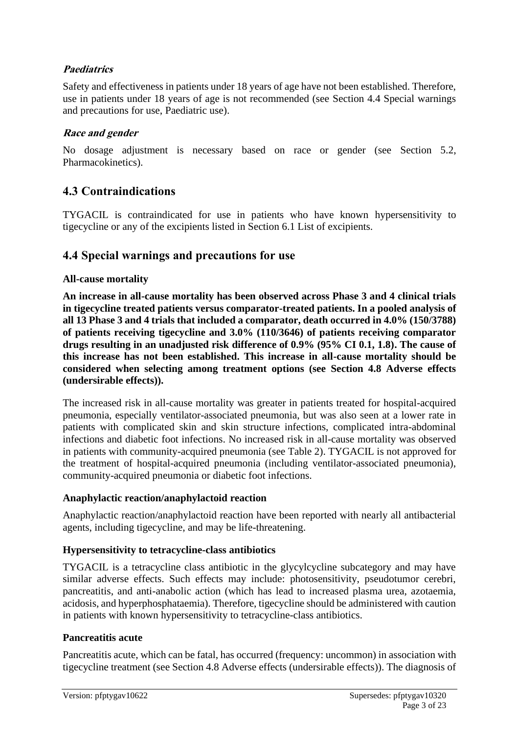***Paediatrics***

Safety and effectiveness in patients under 18 years of age have not been established. Therefore, use in patients under 18 years of age is not recommended (see Section 4.4 Special warnings and precautions for use, Paediatric use).

***Race and gender***

No dosage adjustment is necessary based on race or gender (see Section 5.2, Pharmacokinetics).

## 4.3 Contraindications

TYGACIL is contraindicated for use in patients who have known hypersensitivity to tigecycline or any of the excipients listed in Section 6.1 List of excipients.

## 4.4 Special warnings and precautions for use

**All-cause mortality**

**An increase in all-cause mortality has been observed across Phase 3 and 4 clinical trials in tigecycline treated patients versus comparator-treated patients. In a pooled analysis of all 13 Phase 3 and 4 trials that included a comparator, death occurred in 4.0% (150/3788) of patients receiving tigecycline and 3.0% (110/3646) of patients receiving comparator drugs resulting in an unadjusted risk difference of 0.9% (95% CI 0.1, 1.8). The cause of this increase has not been established. This increase in all-cause mortality should be considered when selecting among treatment options (see Section 4.8 Adverse effects (undersirable effects)).**

The increased risk in all-cause mortality was greater in patients treated for hospital-acquired pneumonia, especially ventilator-associated pneumonia, but was also seen at a lower rate in patients with complicated skin and skin structure infections, complicated intra-abdominal infections and diabetic foot infections. No increased risk in all-cause mortality was observed in patients with community-acquired pneumonia (see Table 2). TYGACIL is not approved for the treatment of hospital-acquired pneumonia (including ventilator-associated pneumonia), community-acquired pneumonia or diabetic foot infections.

**Anaphylactic reaction/anaphylactoid reaction**

Anaphylactic reaction/anaphylactoid reaction have been reported with nearly all antibacterial agents, including tigecycline, and may be life-threatening.

**Hypersensitivity to tetracycline-class antibiotics**

TYGACIL is a tetracycline class antibiotic in the glycylcycline subcategory and may have similar adverse effects. Such effects may include: photosensitivity, pseudotumor cerebri, pancreatitis, and anti-anabolic action (which has lead to increased plasma urea, azotaemia, acidosis, and hyperphosphataemia). Therefore, tigecycline should be administered with caution in patients with known hypersensitivity to tetracycline-class antibiotics.

**Pancreatitis acute**

Pancreatitis acute, which can be fatal, has occurred (frequency: uncommon) in association with tigecycline treatment (see Section 4.8 Adverse effects (undersirable effects)). The diagnosis of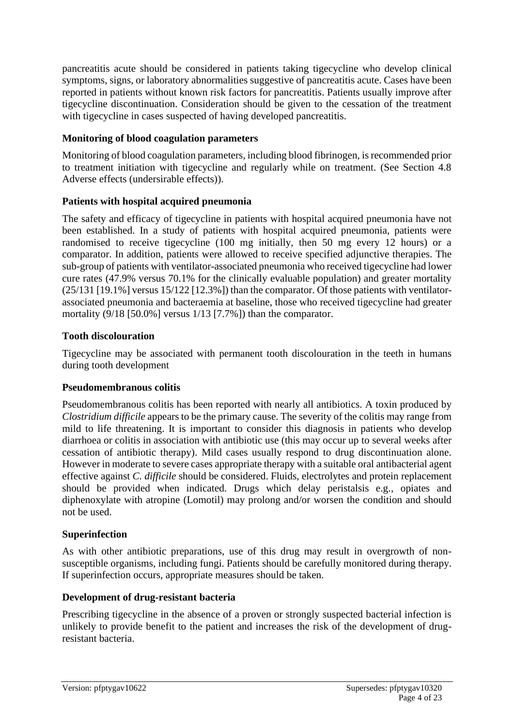pancreatitis acute should be considered in patients taking tigecycline who develop clinical symptoms, signs, or laboratory abnormalities suggestive of pancreatitis acute. Cases have been reported in patients without known risk factors for pancreatitis. Patients usually improve after tigecycline discontinuation. Consideration should be given to the cessation of the treatment with tigecycline in cases suspected of having developed pancreatitis.

**Monitoring of blood coagulation parameters**

Monitoring of blood coagulation parameters, including blood fibrinogen, is recommended prior to treatment initiation with tigecycline and regularly while on treatment. (See Section 4.8 Adverse effects (undersirable effects)).

**Patients with hospital acquired pneumonia**

The safety and efficacy of tigecycline in patients with hospital acquired pneumonia have not been established. In a study of patients with hospital acquired pneumonia, patients were randomised to receive tigecycline (100 mg initially, then 50 mg every 12 hours) or a comparator. In addition, patients were allowed to receive specified adjunctive therapies. The sub-group of patients with ventilator-associated pneumonia who received tigecycline had lower cure rates (47.9% versus 70.1% for the clinically evaluable population) and greater mortality (25/131 [19.1%] versus 15/122 [12.3%]) than the comparator. Of those patients with ventilator-associated pneumonia and bacteraemia at baseline, those who received tigecycline had greater mortality (9/18 [50.0%] versus 1/13 [7.7%]) than the comparator.

**Tooth discolouration**

Tigecycline may be associated with permanent tooth discolouration in the teeth in humans during tooth development

**Pseudomembranous colitis**

Pseudomembranous colitis has been reported with nearly all antibiotics. A toxin produced by *Clostridium difficile* appears to be the primary cause. The severity of the colitis may range from mild to life threatening. It is important to consider this diagnosis in patients who develop diarrhoea or colitis in association with antibiotic use (this may occur up to several weeks after cessation of antibiotic therapy). Mild cases usually respond to drug discontinuation alone. However in moderate to severe cases appropriate therapy with a suitable oral antibacterial agent effective against *C. difficile* should be considered. Fluids, electrolytes and protein replacement should be provided when indicated. Drugs which delay peristalsis e.g., opiates and diphenoxylate with atropine (Lomotil) may prolong and/or worsen the condition and should not be used.

**Superinfection**

As with other antibiotic preparations, use of this drug may result in overgrowth of non-susceptible organisms, including fungi. Patients should be carefully monitored during therapy. If superinfection occurs, appropriate measures should be taken.

**Development of drug-resistant bacteria**

Prescribing tigecycline in the absence of a proven or strongly suspected bacterial infection is unlikely to provide benefit to the patient and increases the risk of the development of drug-resistant bacteria.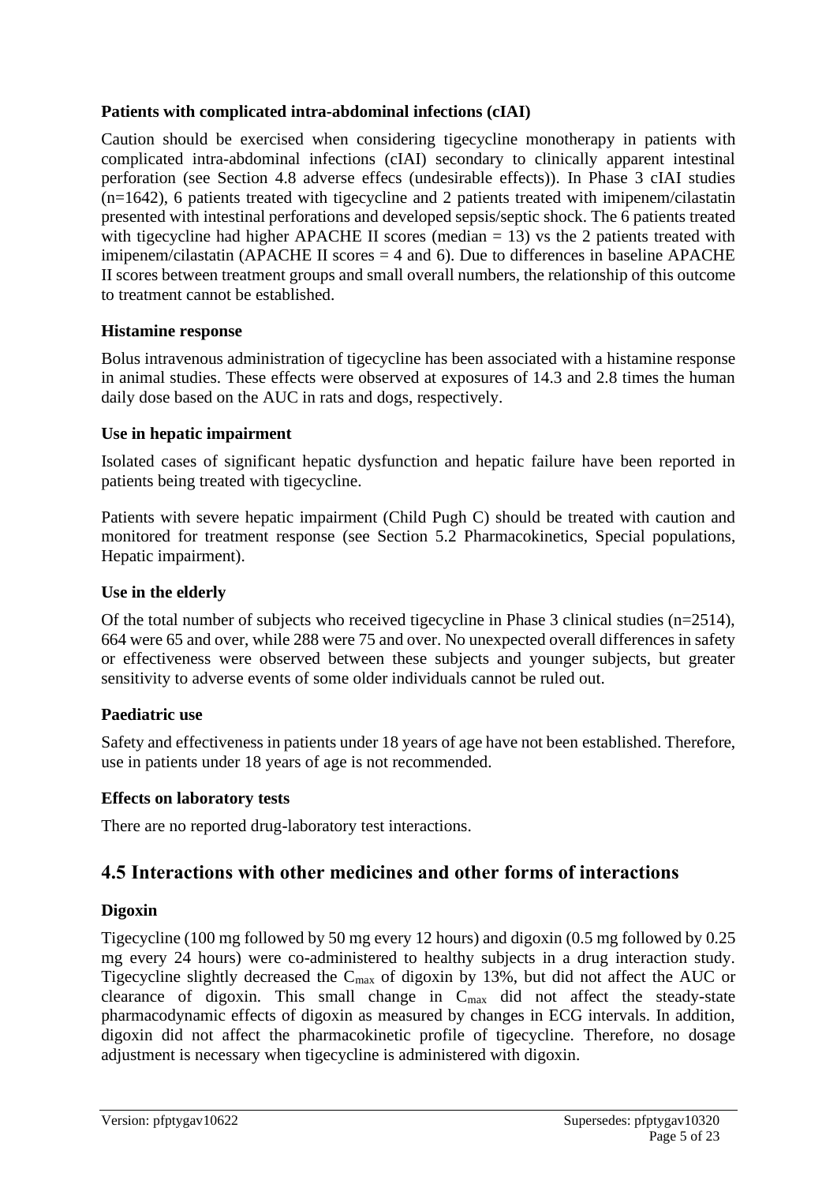**Patients with complicated intra-abdominal infections (cIAI)**

Caution should be exercised when considering tigecycline monotherapy in patients with complicated intra-abdominal infections (cIAI) secondary to clinically apparent intestinal perforation (see Section 4.8 adverse effecs (undesirable effects)). In Phase 3 cIAI studies (n=1642), 6 patients treated with tigecycline and 2 patients treated with imipenem/cilastatin presented with intestinal perforations and developed sepsis/septic shock. The 6 patients treated with tigecycline had higher APACHE II scores (median = 13) vs the 2 patients treated with imipenem/cilastatin (APACHE II scores = 4 and 6). Due to differences in baseline APACHE II scores between treatment groups and small overall numbers, the relationship of this outcome to treatment cannot be established.

**Histamine response**

Bolus intravenous administration of tigecycline has been associated with a histamine response in animal studies. These effects were observed at exposures of 14.3 and 2.8 times the human daily dose based on the AUC in rats and dogs, respectively.

**Use in hepatic impairment**

Isolated cases of significant hepatic dysfunction and hepatic failure have been reported in patients being treated with tigecycline.

Patients with severe hepatic impairment (Child Pugh C) should be treated with caution and monitored for treatment response (see Section 5.2 Pharmacokinetics, Special populations, Hepatic impairment).

**Use in the elderly**

Of the total number of subjects who received tigecycline in Phase 3 clinical studies (n=2514), 664 were 65 and over, while 288 were 75 and over. No unexpected overall differences in safety or effectiveness were observed between these subjects and younger subjects, but greater sensitivity to adverse events of some older individuals cannot be ruled out.

**Paediatric use**

Safety and effectiveness in patients under 18 years of age have not been established. Therefore, use in patients under 18 years of age is not recommended.

**Effects on laboratory tests**

There are no reported drug-laboratory test interactions.

## 4.5 Interactions with other medicines and other forms of interactions

**Digoxin**

Tigecycline (100 mg followed by 50 mg every 12 hours) and digoxin (0.5 mg followed by 0.25 mg every 24 hours) were co-administered to healthy subjects in a drug interaction study. Tigecycline slightly decreased the $C_{max}$ of digoxin by 13%, but did not affect the AUC or clearance of digoxin. This small change in $C_{max}$ did not affect the steady-state pharmacodynamic effects of digoxin as measured by changes in ECG intervals. In addition, digoxin did not affect the pharmacokinetic profile of tigecycline. Therefore, no dosage adjustment is necessary when tigecycline is administered with digoxin.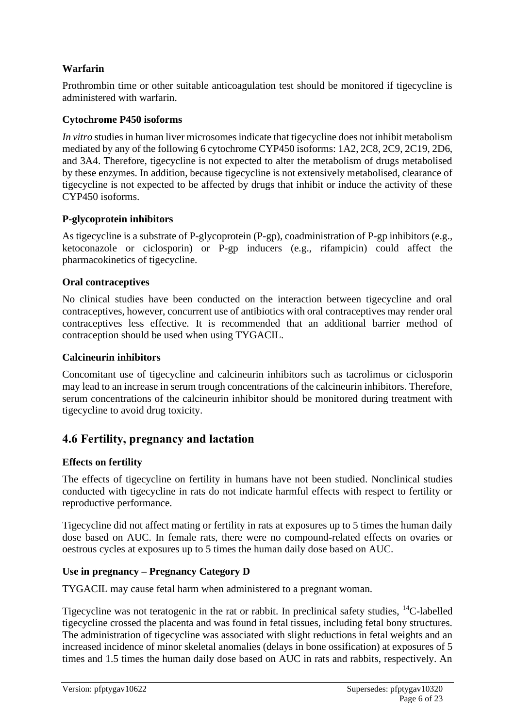**Warfarin**

Prothrombin time or other suitable anticoagulation test should be monitored if tigecycline is administered with warfarin.

**Cytochrome P450 isoforms**

*In vitro* studies in human liver microsomes indicate that tigecycline does not inhibit metabolism mediated by any of the following 6 cytochrome CYP450 isoforms: 1A2, 2C8, 2C9, 2C19, 2D6, and 3A4. Therefore, tigecycline is not expected to alter the metabolism of drugs metabolised by these enzymes. In addition, because tigecycline is not extensively metabolised, clearance of tigecycline is not expected to be affected by drugs that inhibit or induce the activity of these CYP450 isoforms.

**P-glycoprotein inhibitors**

As tigecycline is a substrate of P-glycoprotein (P-gp), coadministration of P-gp inhibitors (e.g., ketoconazole or ciclosporin) or P-gp inducers (e.g., rifampicin) could affect the pharmacokinetics of tigecycline.

**Oral contraceptives**

No clinical studies have been conducted on the interaction between tigecycline and oral contraceptives, however, concurrent use of antibiotics with oral contraceptives may render oral contraceptives less effective. It is recommended that an additional barrier method of contraception should be used when using TYGACIL.

**Calcineurin inhibitors**

Concomitant use of tigecycline and calcineurin inhibitors such as tacrolimus or ciclosporin may lead to an increase in serum trough concentrations of the calcineurin inhibitors. Therefore, serum concentrations of the calcineurin inhibitor should be monitored during treatment with tigecycline to avoid drug toxicity.

## 4.6 Fertility, pregnancy and lactation

**Effects on fertility**

The effects of tigecycline on fertility in humans have not been studied. Nonclinical studies conducted with tigecycline in rats do not indicate harmful effects with respect to fertility or reproductive performance.

Tigecycline did not affect mating or fertility in rats at exposures up to 5 times the human daily dose based on AUC. In female rats, there were no compound-related effects on ovaries or oestrous cycles at exposures up to 5 times the human daily dose based on AUC.

**Use in pregnancy – Pregnancy Category D**

TYGACIL may cause fetal harm when administered to a pregnant woman.

Tigecycline was not teratogenic in the rat or rabbit. In preclinical safety studies, $^{14}C$-labelled tigecycline crossed the placenta and was found in fetal tissues, including fetal bony structures. The administration of tigecycline was associated with slight reductions in fetal weights and an increased incidence of minor skeletal anomalies (delays in bone ossification) at exposures of 5 times and 1.5 times the human daily dose based on AUC in rats and rabbits, respectively. An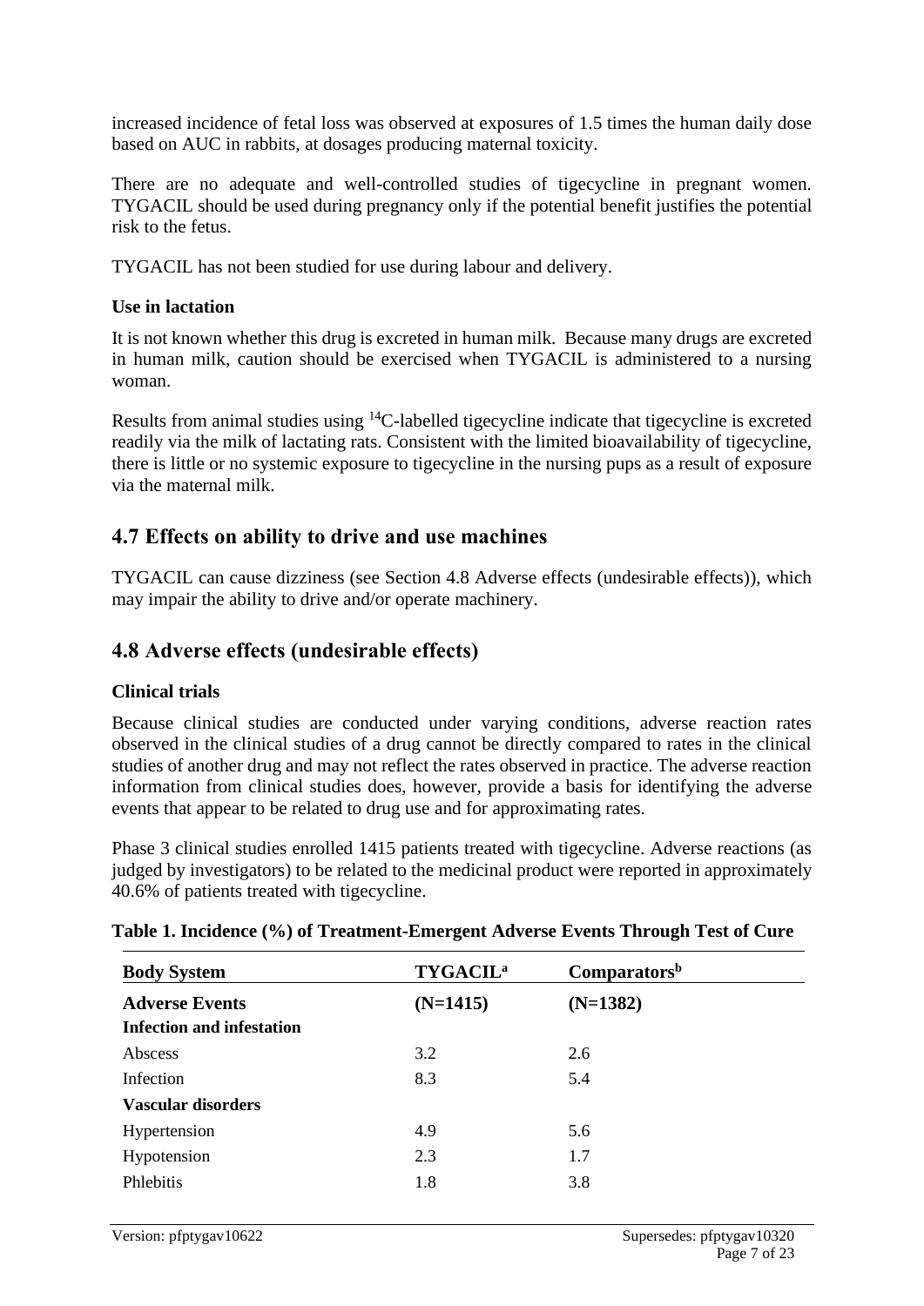increased incidence of fetal loss was observed at exposures of 1.5 times the human daily dose based on AUC in rabbits, at dosages producing maternal toxicity.

There are no adequate and well-controlled studies of tigecycline in pregnant women. TYGACIL should be used during pregnancy only if the potential benefit justifies the potential risk to the fetus.

TYGACIL has not been studied for use during labour and delivery.

### Use in lactation

It is not known whether this drug is excreted in human milk. Because many drugs are excreted in human milk, caution should be exercised when TYGACIL is administered to a nursing woman.

Results from animal studies using $^{14}C$-labelled tigecycline indicate that tigecycline is excreted readily via the milk of lactating rats. Consistent with the limited bioavailability of tigecycline, there is little or no systemic exposure to tigecycline in the nursing pups as a result of exposure via the maternal milk.

## 4.7 Effects on ability to drive and use machines

TYGACIL can cause dizziness (see Section 4.8 Adverse effects (undesirable effects)), which may impair the ability to drive and/or operate machinery.

## 4.8 Adverse effects (undesirable effects)

### Clinical trials

Because clinical studies are conducted under varying conditions, adverse reaction rates observed in the clinical studies of a drug cannot be directly compared to rates in the clinical studies of another drug and may not reflect the rates observed in practice. The adverse reaction information from clinical studies does, however, provide a basis for identifying the adverse events that appear to be related to drug use and for approximating rates.

Phase 3 clinical studies enrolled 1415 patients treated with tigecycline. Adverse reactions (as judged by investigators) to be related to the medicinal product were reported in approximately 40.6% of patients treated with tigecycline.

**Table 1. Incidence (%) of Treatment-Emergent Adverse Events Through Test of Cure**

| Body System | TYGACIL[a] | Comparators[b] |
|---|---|---|
| **Adverse Events** | **(N=1415)** | **(N=1382)** |
| **Infection and infestation** | | |
| Abscess | 3.2 | 2.6 |
| Infection | 8.3 | 5.4 |
| **Vascular disorders** | | |
| Hypertension | 4.9 | 5.6 |
| Hypotension | 2.3 | 1.7 |
| Phlebitis | 1.8 | 3.8 |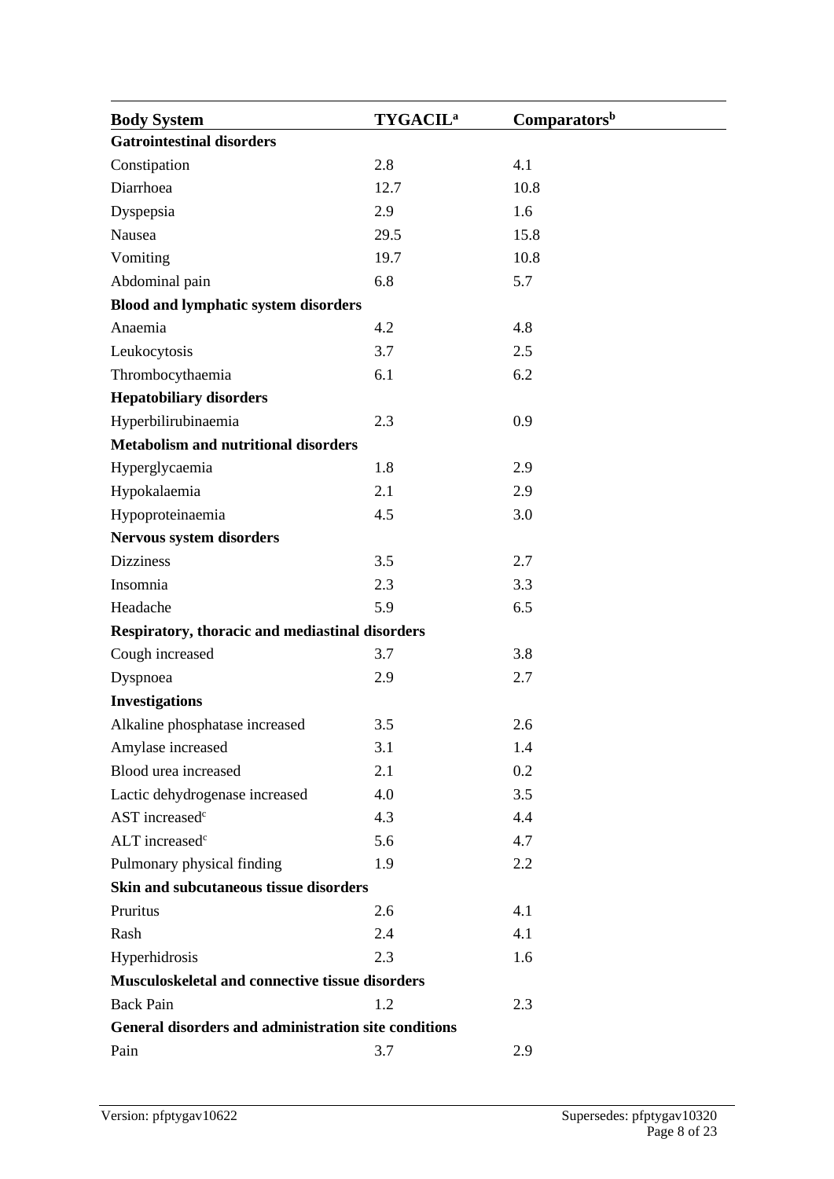| Body System | TYGACIL[a] | Comparators[b] |
|---|---|---|
| **Gatrointestinal disorders** | | |
| Constipation | 2.8 | 4.1 |
| Diarrhoea | 12.7 | 10.8 |
| Dyspepsia | 2.9 | 1.6 |
| Nausea | 29.5 | 15.8 |
| Vomiting | 19.7 | 10.8 |
| Abdominal pain | 6.8 | 5.7 |
| **Blood and lymphatic system disorders** | | |
| Anaemia | 4.2 | 4.8 |
| Leukocytosis | 3.7 | 2.5 |
| Thrombocythaemia | 6.1 | 6.2 |
| **Hepatobiliary disorders** | | |
| Hyperbilirubinaemia | 2.3 | 0.9 |
| **Metabolism and nutritional disorders** | | |
| Hyperglycaemia | 1.8 | 2.9 |
| Hypokalaemia | 2.1 | 2.9 |
| Hypoproteinaemia | 4.5 | 3.0 |
| **Nervous system disorders** | | |
| Dizziness | 3.5 | 2.7 |
| Insomnia | 2.3 | 3.3 |
| Headache | 5.9 | 6.5 |
| **Respiratory, thoracic and mediastinal disorders** | | |
| Cough increased | 3.7 | 3.8 |
| Dyspnoea | 2.9 | 2.7 |
| **Investigations** | | |
| Alkaline phosphatase increased | 3.5 | 2.6 |
| Amylase increased | 3.1 | 1.4 |
| Blood urea increased | 2.1 | 0.2 |
| Lactic dehydrogenase increased | 4.0 | 3.5 |
| AST increased[c] | 4.3 | 4.4 |
| ALT increased[c] | 5.6 | 4.7 |
| Pulmonary physical finding | 1.9 | 2.2 |
| **Skin and subcutaneous tissue disorders** | | |
| Pruritus | 2.6 | 4.1 |
| Rash | 2.4 | 4.1 |
| Hyperhidrosis | 2.3 | 1.6 |
| **Musculoskeletal and connective tissue disorders** | | |
| Back Pain | 1.2 | 2.3 |
| **General disorders and administration site conditions** | | |
| Pain | 3.7 | 2.9 |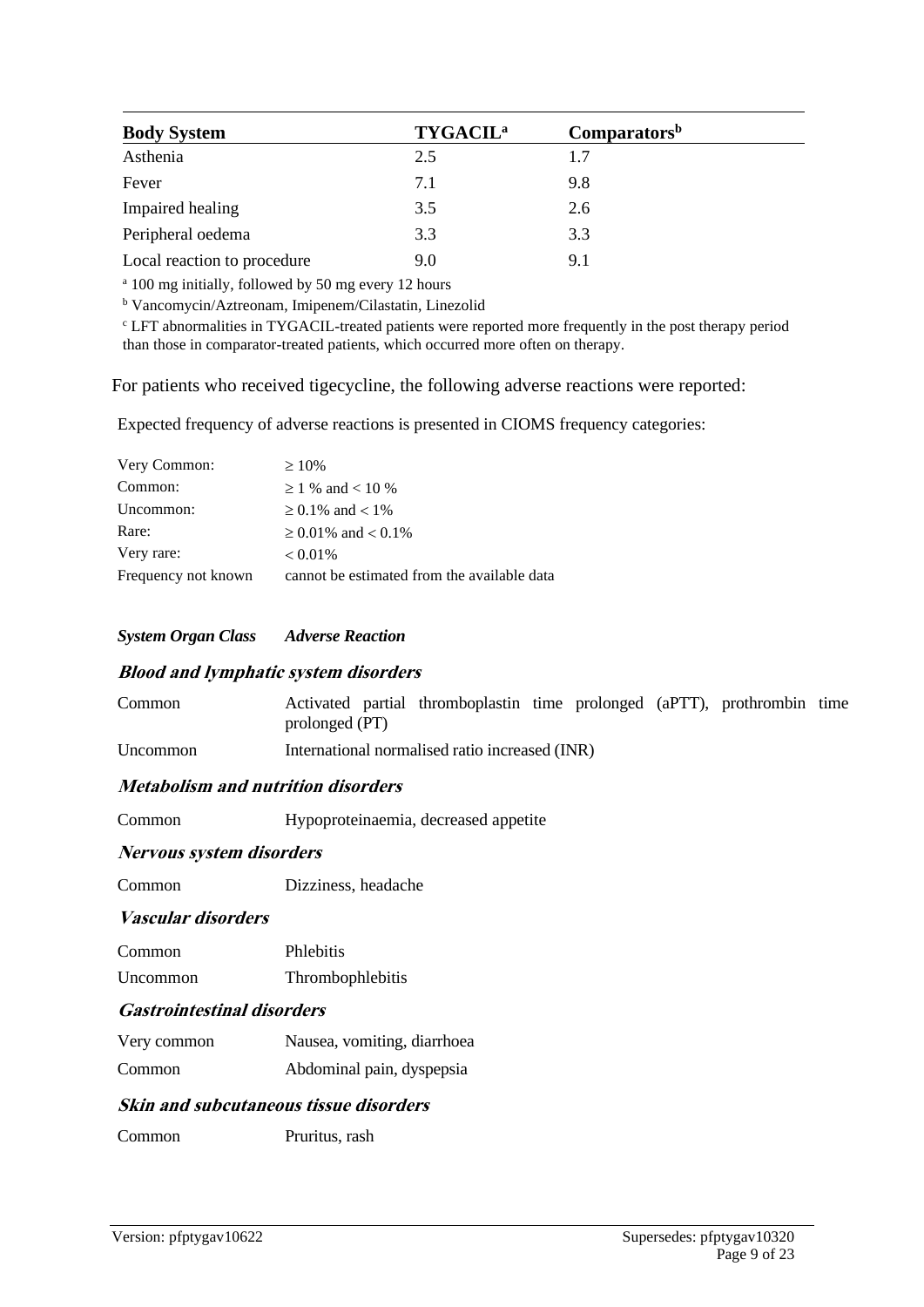| Body System | TYGACIL[a] | Comparators[b] |
|---|---|---|
| Asthenia | 2.5 | 1.7 |
| Fever | 7.1 | 9.8 |
| Impaired healing | 3.5 | 2.6 |
| Peripheral oedema | 3.3 | 3.3 |
| Local reaction to procedure | 9.0 | 9.1 |

[a] 100 mg initially, followed by 50 mg every 12 hours

[b] Vancomycin/Aztreonam, Imipenem/Cilastatin, Linezolid

[c] LFT abnormalities in TYGACIL-treated patients were reported more frequently in the post therapy period than those in comparator-treated patients, which occurred more often on therapy.

For patients who received tigecycline, the following adverse reactions were reported:

Expected frequency of adverse reactions is presented in CIOMS frequency categories:

| | |
|---|---|
| Very Common: | ≥ 10% |
| Common: | ≥ 1 % and < 10 % |
| Uncommon: | ≥ 0.1% and < 1% |
| Rare: | ≥ 0.01% and < 0.1% |
| Very rare: | < 0.01% |
| Frequency not known | cannot be estimated from the available data |

| *System Organ Class* | *Adverse Reaction* |
|---|---|
| ***Blood and lymphatic system disorders*** | |
| Common | Activated partial thromboplastin time prolonged (aPTT), prothrombin time prolonged (PT) |
| Uncommon | International normalised ratio increased (INR) |
| ***Metabolism and nutrition disorders*** | |
| Common | Hypoproteinaemia, decreased appetite |
| ***Nervous system disorders*** | |
| Common | Dizziness, headache |
| ***Vascular disorders*** | |
| Common | Phlebitis |
| Uncommon | Thrombophlebitis |
| ***Gastrointestinal disorders*** | |
| Very common | Nausea, vomiting, diarrhoea |
| Common | Abdominal pain, dyspepsia |
| ***Skin and subcutaneous tissue disorders*** | |
| Common | Pruritus, rash |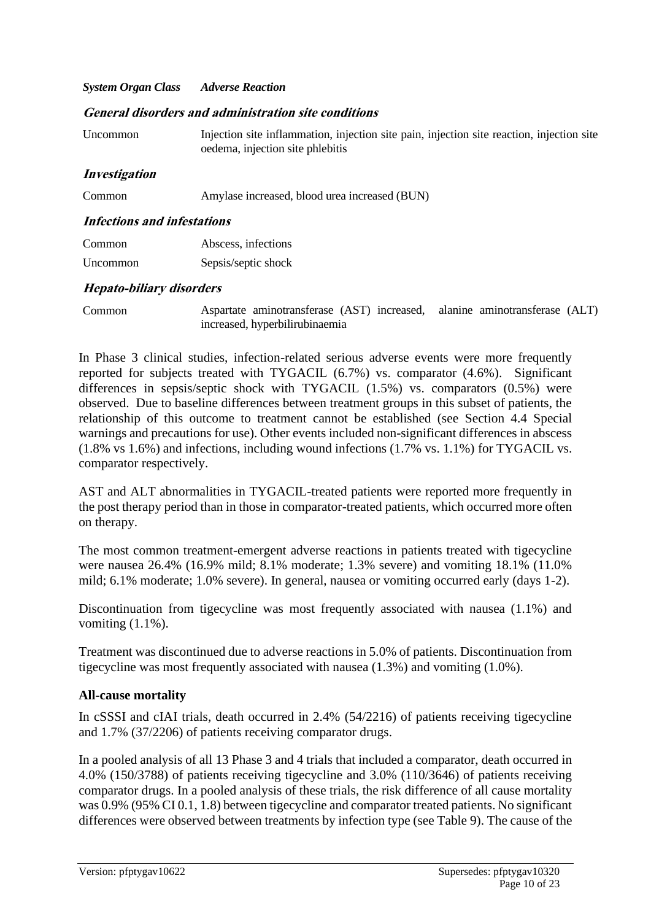| *System Organ Class* | *Adverse Reaction* |
|---|---|
| ***General disorders and administration site conditions*** | |
| Uncommon | Injection site inflammation, injection site pain, injection site reaction, injection site oedema, injection site phlebitis |
| ***Investigation*** | |
| Common | Amylase increased, blood urea increased (BUN) |
| ***Infections and infestations*** | |
| Common | Abscess, infections |
| Uncommon | Sepsis/septic shock |
| ***Hepato-biliary disorders*** | |
| Common | Aspartate aminotransferase (AST) increased, alanine aminotransferase (ALT) increased, hyperbilirubinaemia |

In Phase 3 clinical studies, infection-related serious adverse events were more frequently reported for subjects treated with TYGACIL (6.7%) vs. comparator (4.6%). Significant differences in sepsis/septic shock with TYGACIL (1.5%) vs. comparators (0.5%) were observed. Due to baseline differences between treatment groups in this subset of patients, the relationship of this outcome to treatment cannot be established (see Section 4.4 Special warnings and precautions for use). Other events included non-significant differences in abscess (1.8% vs 1.6%) and infections, including wound infections (1.7% vs. 1.1%) for TYGACIL vs. comparator respectively.

AST and ALT abnormalities in TYGACIL-treated patients were reported more frequently in the post therapy period than in those in comparator-treated patients, which occurred more often on therapy.

The most common treatment-emergent adverse reactions in patients treated with tigecycline were nausea 26.4% (16.9% mild; 8.1% moderate; 1.3% severe) and vomiting 18.1% (11.0% mild; 6.1% moderate; 1.0% severe). In general, nausea or vomiting occurred early (days 1-2).

Discontinuation from tigecycline was most frequently associated with nausea (1.1%) and vomiting (1.1%).

Treatment was discontinued due to adverse reactions in 5.0% of patients. Discontinuation from tigecycline was most frequently associated with nausea (1.3%) and vomiting (1.0%).

**All-cause mortality**

In cSSSI and cIAI trials, death occurred in 2.4% (54/2216) of patients receiving tigecycline and 1.7% (37/2206) of patients receiving comparator drugs.

In a pooled analysis of all 13 Phase 3 and 4 trials that included a comparator, death occurred in 4.0% (150/3788) of patients receiving tigecycline and 3.0% (110/3646) of patients receiving comparator drugs. In a pooled analysis of these trials, the risk difference of all cause mortality was 0.9% (95% CI 0.1, 1.8) between tigecycline and comparator treated patients. No significant differences were observed between treatments by infection type (see Table 9). The cause of the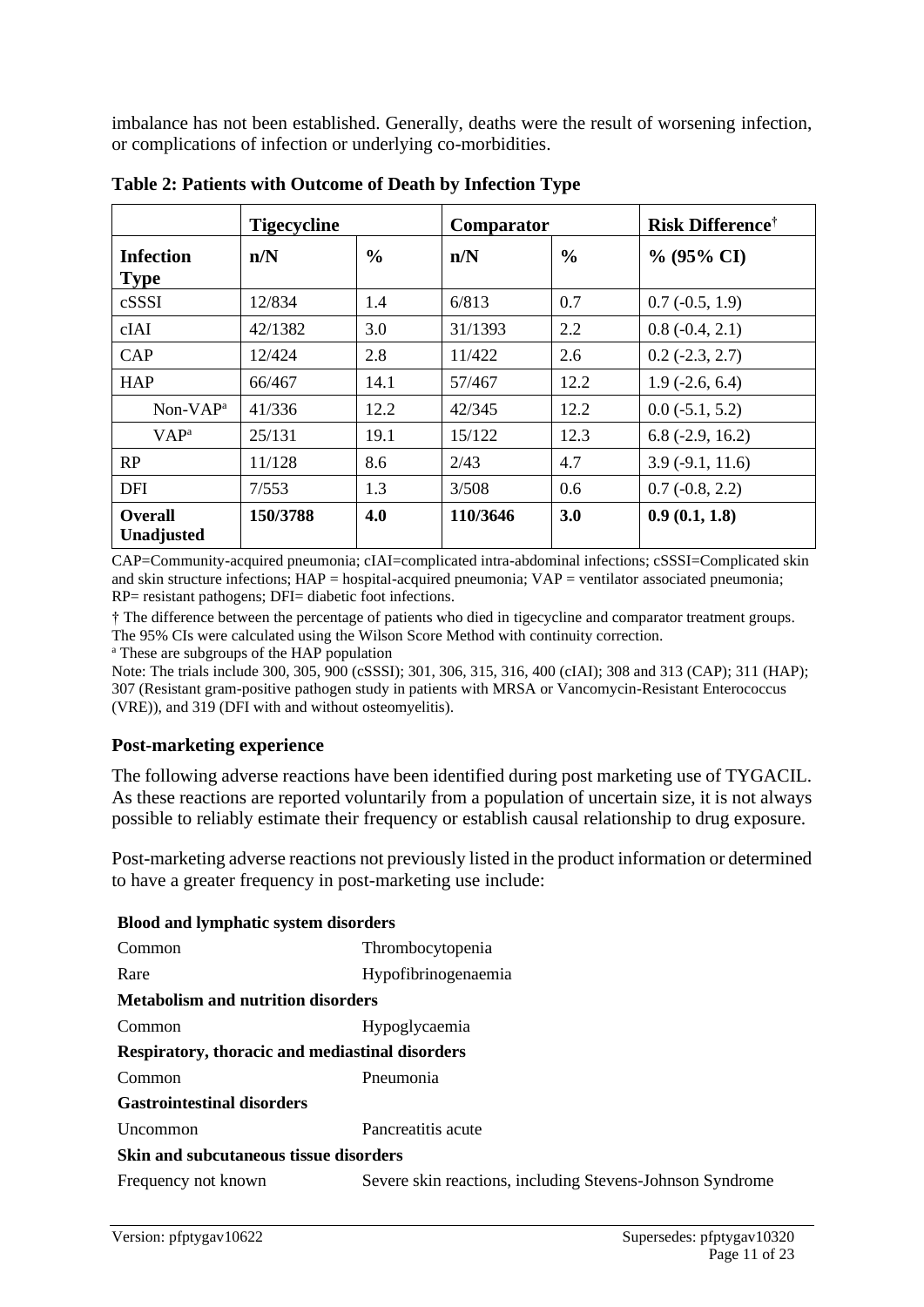imbalance has not been established. Generally, deaths were the result of worsening infection, or complications of infection or underlying co-morbidities.

**Table 2: Patients with Outcome of Death by Infection Type**

| | **Tigecycline** | | **Comparator** | | **Risk Difference†** |
|---|---|---|---|---|---|
| **Infection Type** | **n/N** | **%** | **n/N** | **%** | **% (95% CI)** |
| cSSSI | 12/834 | 1.4 | 6/813 | 0.7 | 0.7 (-0.5, 1.9) |
| cIAI | 42/1382 | 3.0 | 31/1393 | 2.2 | 0.8 (-0.4, 2.1) |
| CAP | 12/424 | 2.8 | 11/422 | 2.6 | 0.2 (-2.3, 2.7) |
| HAP | 66/467 | 14.1 | 57/467 | 12.2 | 1.9 (-2.6, 6.4) |
| Non-VAP[a] | 41/336 | 12.2 | 42/345 | 12.2 | 0.0 (-5.1, 5.2) |
| VAP[a] | 25/131 | 19.1 | 15/122 | 12.3 | 6.8 (-2.9, 16.2) |
| RP | 11/128 | 8.6 | 2/43 | 4.7 | 3.9 (-9.1, 11.6) |
| DFI | 7/553 | 1.3 | 3/508 | 0.6 | 0.7 (-0.8, 2.2) |
| **Overall Unadjusted** | **150/3788** | **4.0** | **110/3646** | **3.0** | **0.9 (0.1, 1.8)** |

CAP=Community-acquired pneumonia; cIAI=complicated intra-abdominal infections; cSSSI=Complicated skin and skin structure infections; HAP = hospital-acquired pneumonia; VAP = ventilator associated pneumonia; RP= resistant pathogens; DFI= diabetic foot infections.

† The difference between the percentage of patients who died in tigecycline and comparator treatment groups. The 95% CIs were calculated using the Wilson Score Method with continuity correction.

[a] These are subgroups of the HAP population

Note: The trials include 300, 305, 900 (cSSSI); 301, 306, 315, 316, 400 (cIAI); 308 and 313 (CAP); 311 (HAP); 307 (Resistant gram-positive pathogen study in patients with MRSA or Vancomycin-Resistant Enterococcus (VRE)), and 319 (DFI with and without osteomyelitis).

### Post-marketing experience

The following adverse reactions have been identified during post marketing use of TYGACIL. As these reactions are reported voluntarily from a population of uncertain size, it is not always possible to reliably estimate their frequency or establish causal relationship to drug exposure.

Post-marketing adverse reactions not previously listed in the product information or determined to have a greater frequency in post-marketing use include:

**Blood and lymphatic system disorders**

| | |
|---|---|
| Common | Thrombocytopenia |
| Rare | Hypofibrinogenaemia |

**Metabolism and nutrition disorders**

| | |
|---|---|
| Common | Hypoglycaemia |

**Respiratory, thoracic and mediastinal disorders**

| | |
|---|---|
| Common | Pneumonia |

**Gastrointestinal disorders**

| | |
|---|---|
| Uncommon | Pancreatitis acute |

**Skin and subcutaneous tissue disorders**

| | |
|---|---|
| Frequency not known | Severe skin reactions, including Stevens-Johnson Syndrome |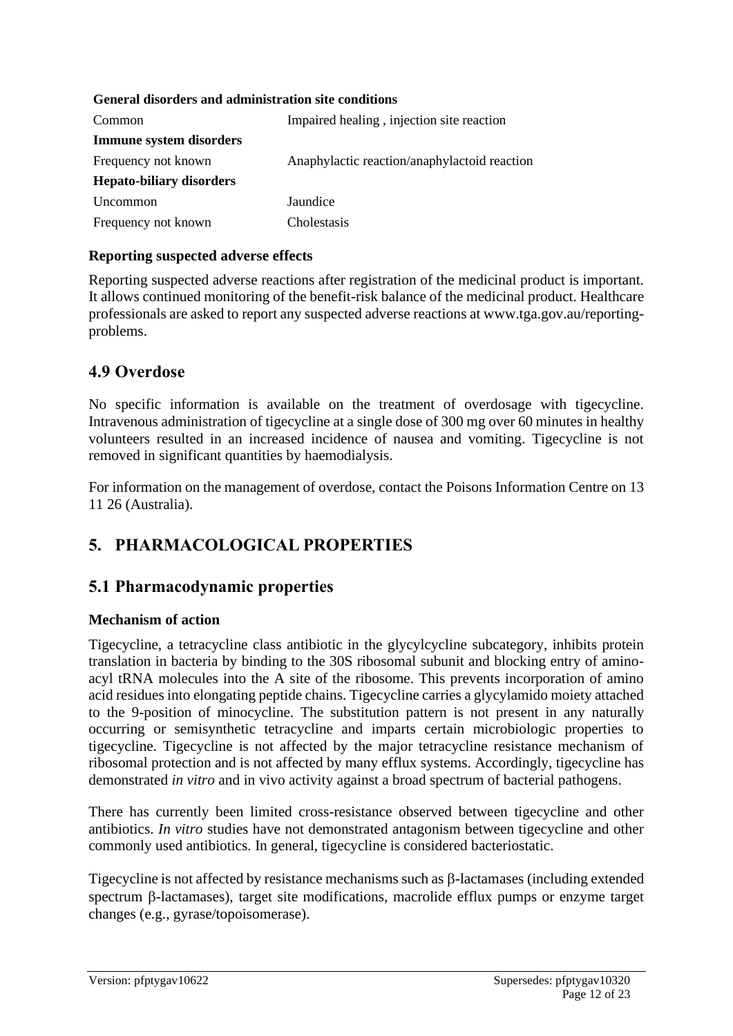| **General disorders and administration site conditions** | |
|---|---|
| Common | Impaired healing , injection site reaction |
| **Immune system disorders** | |
| Frequency not known | Anaphylactic reaction/anaphylactoid reaction |
| **Hepato-biliary disorders** | |
| Uncommon | Jaundice |
| Frequency not known | Cholestasis |

**Reporting suspected adverse effects**

Reporting suspected adverse reactions after registration of the medicinal product is important. It allows continued monitoring of the benefit-risk balance of the medicinal product. Healthcare professionals are asked to report any suspected adverse reactions at www.tga.gov.au/reporting-problems.

## 4.9 Overdose

No specific information is available on the treatment of overdosage with tigecycline. Intravenous administration of tigecycline at a single dose of 300 mg over 60 minutes in healthy volunteers resulted in an increased incidence of nausea and vomiting. Tigecycline is not removed in significant quantities by haemodialysis.

For information on the management of overdose, contact the Poisons Information Centre on 13 11 26 (Australia).

# 5. PHARMACOLOGICAL PROPERTIES

## 5.1 Pharmacodynamic properties

**Mechanism of action**

Tigecycline, a tetracycline class antibiotic in the glycylcycline subcategory, inhibits protein translation in bacteria by binding to the 30S ribosomal subunit and blocking entry of amino-acyl tRNA molecules into the A site of the ribosome. This prevents incorporation of amino acid residues into elongating peptide chains. Tigecycline carries a glycylamido moiety attached to the 9-position of minocycline. The substitution pattern is not present in any naturally occurring or semisynthetic tetracycline and imparts certain microbiologic properties to tigecycline. Tigecycline is not affected by the major tetracycline resistance mechanism of ribosomal protection and is not affected by many efflux systems. Accordingly, tigecycline has demonstrated *in vitro* and in vivo activity against a broad spectrum of bacterial pathogens.

There has currently been limited cross-resistance observed between tigecycline and other antibiotics. *In vitro* studies have not demonstrated antagonism between tigecycline and other commonly used antibiotics. In general, tigecycline is considered bacteriostatic.

Tigecycline is not affected by resistance mechanisms such as β-lactamases (including extended spectrum β-lactamases), target site modifications, macrolide efflux pumps or enzyme target changes (e.g., gyrase/topoisomerase).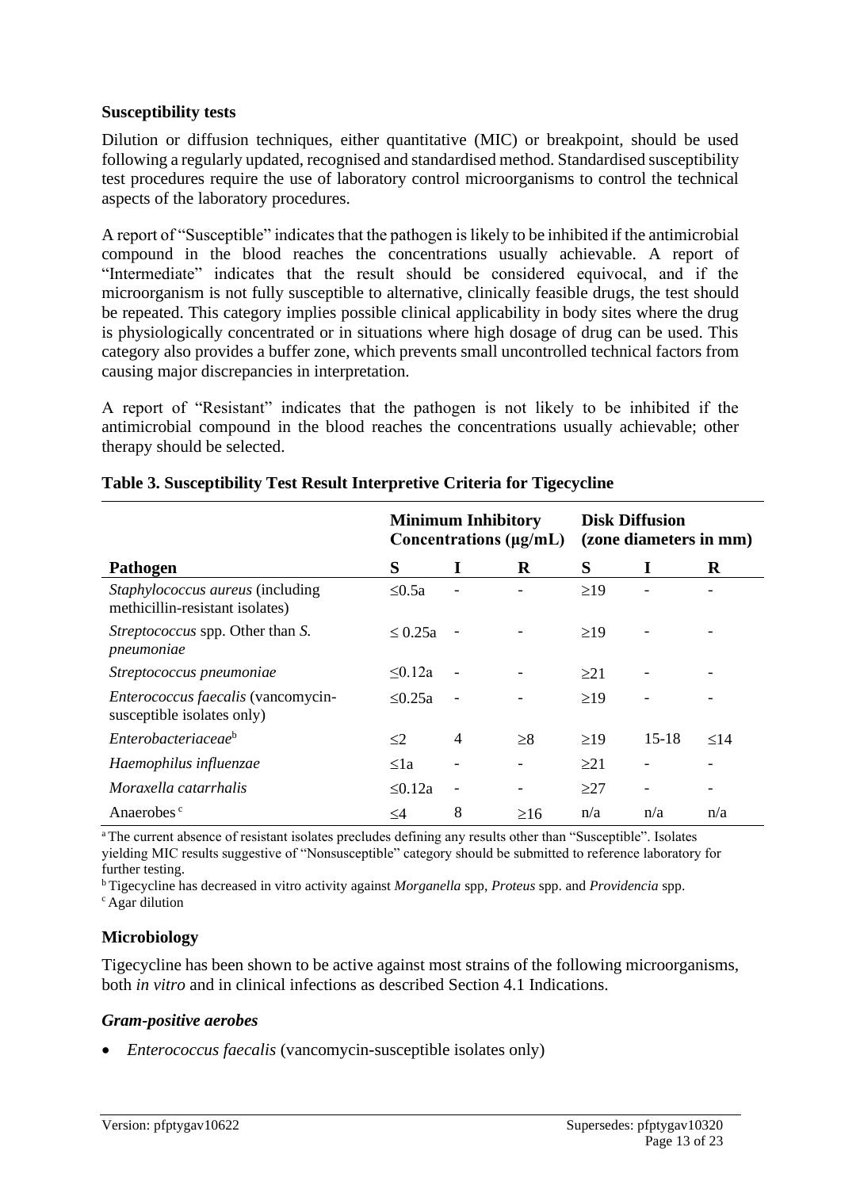### Susceptibility tests

Dilution or diffusion techniques, either quantitative (MIC) or breakpoint, should be used following a regularly updated, recognised and standardised method. Standardised susceptibility test procedures require the use of laboratory control microorganisms to control the technical aspects of the laboratory procedures.

A report of "Susceptible" indicates that the pathogen is likely to be inhibited if the antimicrobial compound in the blood reaches the concentrations usually achievable. A report of "Intermediate" indicates that the result should be considered equivocal, and if the microorganism is not fully susceptible to alternative, clinically feasible drugs, the test should be repeated. This category implies possible clinical applicability in body sites where the drug is physiologically concentrated or in situations where high dosage of drug can be used. This category also provides a buffer zone, which prevents small uncontrolled technical factors from causing major discrepancies in interpretation.

A report of "Resistant" indicates that the pathogen is not likely to be inhibited if the antimicrobial compound in the blood reaches the concentrations usually achievable; other therapy should be selected.

**Table 3. Susceptibility Test Result Interpretive Criteria for Tigecycline**

| | Minimum Inhibitory Concentrations (μg/mL) | | | Disk Diffusion (zone diameters in mm) | | |
|---|---|---|---|---|---|---|
| **Pathogen** | **S** | **I** | **R** | **S** | **I** | **R** |
| *Staphylococcus aureus* (including methicillin-resistant isolates) | ≤0.5a | - | - | ≥19 | - | - |
| *Streptococcus* spp. Other than *S. pneumoniae* | ≤ 0.25a | - | - | ≥19 | - | - |
| *Streptococcus pneumoniae* | ≤0.12a | - | - | ≥21 | - | - |
| *Enterococcus faecalis* (vancomycin-susceptible isolates only) | ≤0.25a | - | - | ≥19 | - | - |
| *Enterobacteriaceae*[b] | ≤2 | 4 | ≥8 | ≥19 | 15-18 | ≤14 |
| *Haemophilus influenzae* | ≤1a | - | - | ≥21 | - | - |
| *Moraxella catarrhalis* | ≤0.12a | - | - | ≥27 | - | - |
| Anaerobes [c] | ≤4 | 8 | ≥16 | n/a | n/a | n/a |

[a] The current absence of resistant isolates precludes defining any results other than "Susceptible". Isolates yielding MIC results suggestive of "Nonsusceptible" category should be submitted to reference laboratory for further testing.

[b] Tigecycline has decreased in vitro activity against *Morganella* spp, *Proteus* spp. and *Providencia* spp.

[c] Agar dilution

### Microbiology

Tigecycline has been shown to be active against most strains of the following microorganisms, both *in vitro* and in clinical infections as described Section 4.1 Indications.

#### *Gram-positive aerobes*

- *Enterococcus faecalis* (vancomycin-susceptible isolates only)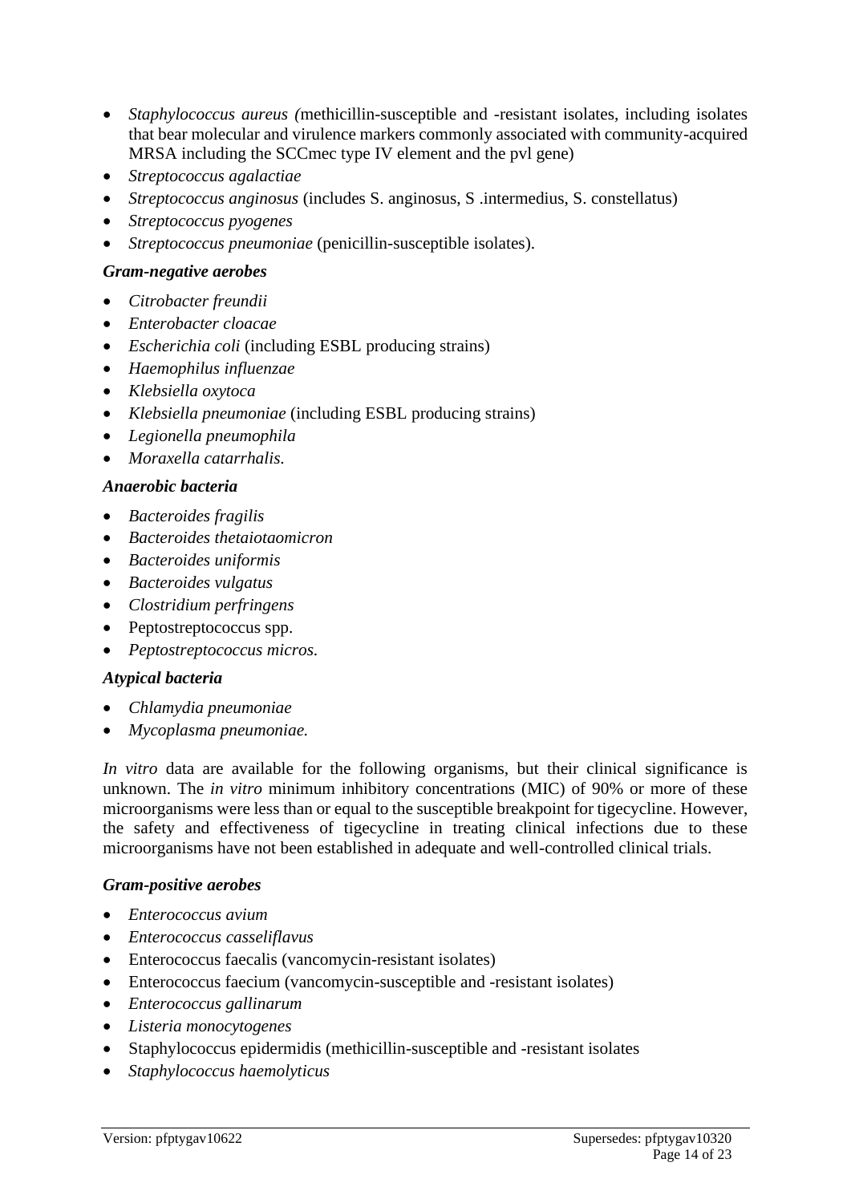- *Staphylococcus aureus (*methicillin-susceptible and -resistant isolates, including isolates that bear molecular and virulence markers commonly associated with community-acquired MRSA including the SCCmec type IV element and the pvl gene)
- *Streptococcus agalactiae*
- *Streptococcus anginosus* (includes S. anginosus, S .intermedius, S. constellatus)
- *Streptococcus pyogenes*
- *Streptococcus pneumoniae* (penicillin-susceptible isolates).

***Gram-negative aerobes***

- *Citrobacter freundii*
- *Enterobacter cloacae*
- *Escherichia coli* (including ESBL producing strains)
- *Haemophilus influenzae*
- *Klebsiella oxytoca*
- *Klebsiella pneumoniae* (including ESBL producing strains)
- *Legionella pneumophila*
- *Moraxella catarrhalis.*

***Anaerobic bacteria***

- *Bacteroides fragilis*
- *Bacteroides thetaiotaomicron*
- *Bacteroides uniformis*
- *Bacteroides vulgatus*
- *Clostridium perfringens*
- Peptostreptococcus spp.
- *Peptostreptococcus micros.*

***Atypical bacteria***

- *Chlamydia pneumoniae*
- *Mycoplasma pneumoniae.*

*In vitro* data are available for the following organisms, but their clinical significance is unknown. The *in vitro* minimum inhibitory concentrations (MIC) of 90% or more of these microorganisms were less than or equal to the susceptible breakpoint for tigecycline. However, the safety and effectiveness of tigecycline in treating clinical infections due to these microorganisms have not been established in adequate and well-controlled clinical trials.

***Gram-positive aerobes***

- *Enterococcus avium*
- *Enterococcus casseliflavus*
- Enterococcus faecalis (vancomycin-resistant isolates)
- Enterococcus faecium (vancomycin-susceptible and -resistant isolates)
- *Enterococcus gallinarum*
- *Listeria monocytogenes*
- Staphylococcus epidermidis (methicillin-susceptible and -resistant isolates
- *Staphylococcus haemolyticus*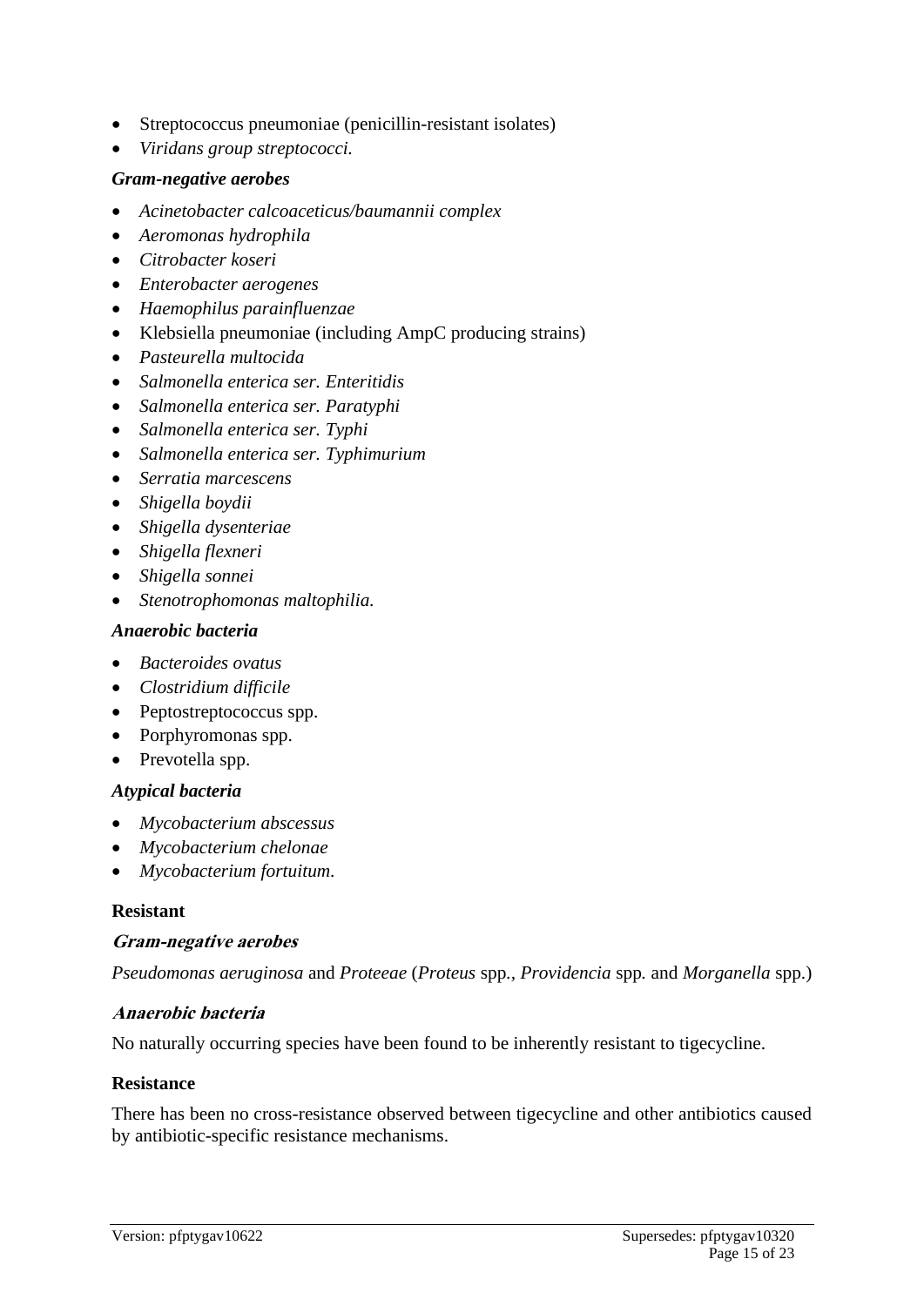- Streptococcus pneumoniae (penicillin-resistant isolates)
- *Viridans group streptococci.*

***Gram-negative aerobes***

- *Acinetobacter calcoaceticus/baumannii complex*
- *Aeromonas hydrophila*
- *Citrobacter koseri*
- *Enterobacter aerogenes*
- *Haemophilus parainfluenzae*
- Klebsiella pneumoniae (including AmpC producing strains)
- *Pasteurella multocida*
- *Salmonella enterica ser. Enteritidis*
- *Salmonella enterica ser. Paratyphi*
- *Salmonella enterica ser. Typhi*
- *Salmonella enterica ser. Typhimurium*
- *Serratia marcescens*
- *Shigella boydii*
- *Shigella dysenteriae*
- *Shigella flexneri*
- *Shigella sonnei*
- *Stenotrophomonas maltophilia.*

***Anaerobic bacteria***

- *Bacteroides ovatus*
- *Clostridium difficile*
- Peptostreptococcus spp.
- Porphyromonas spp.
- Prevotella spp.

***Atypical bacteria***

- *Mycobacterium abscessus*
- *Mycobacterium chelonae*
- *Mycobacterium fortuitum.*

**Resistant**

***Gram-negative aerobes***

*Pseudomonas aeruginosa* and *Proteeae* (*Proteus* spp., *Providencia* spp. and *Morganella* spp.)

***Anaerobic bacteria***

No naturally occurring species have been found to be inherently resistant to tigecycline.

**Resistance**

There has been no cross-resistance observed between tigecycline and other antibiotics caused by antibiotic-specific resistance mechanisms.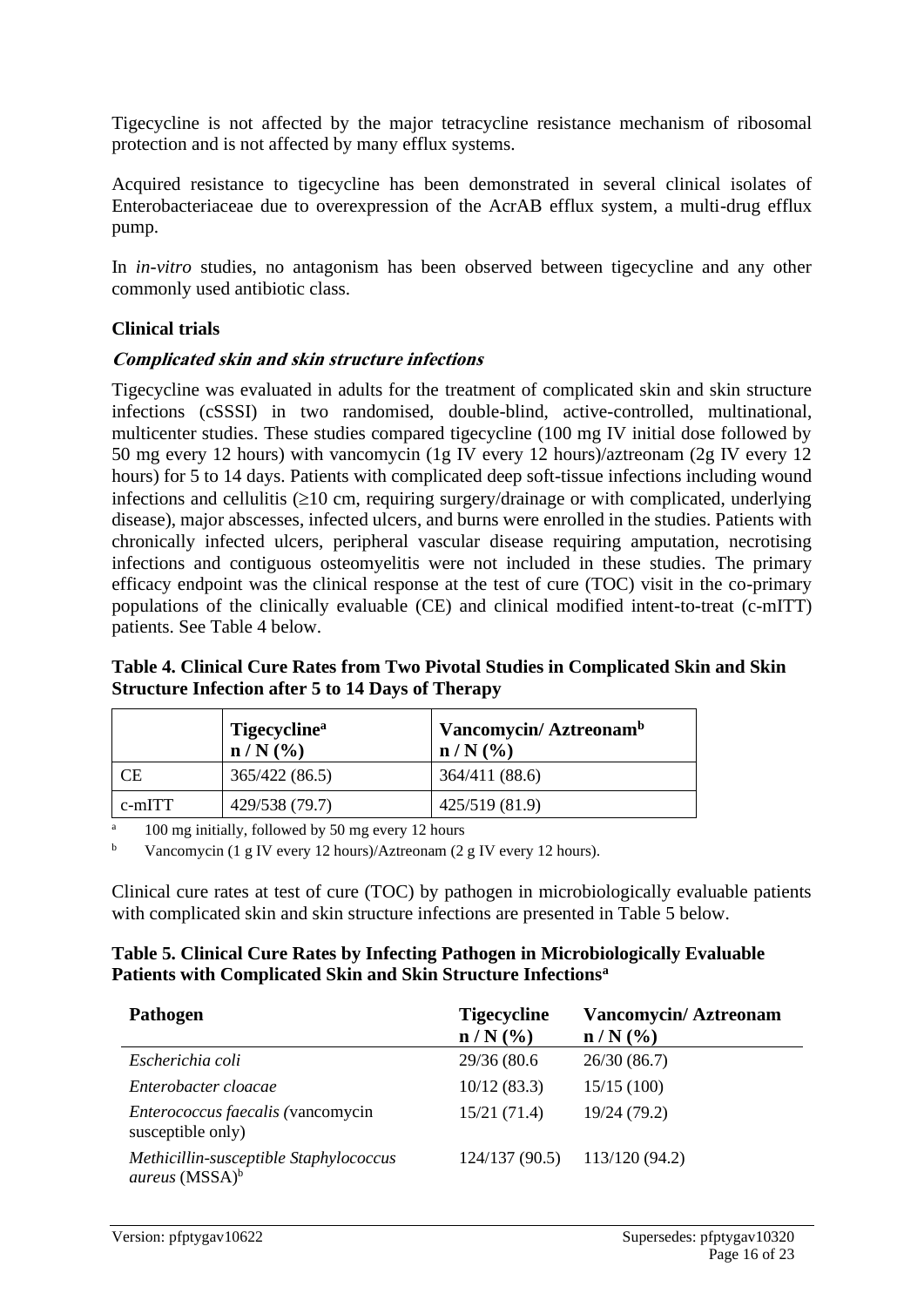Tigecycline is not affected by the major tetracycline resistance mechanism of ribosomal protection and is not affected by many efflux systems.

Acquired resistance to tigecycline has been demonstrated in several clinical isolates of Enterobacteriaceae due to overexpression of the AcrAB efflux system, a multi-drug efflux pump.

In *in-vitro* studies, no antagonism has been observed between tigecycline and any other commonly used antibiotic class.

**Clinical trials**

***Complicated skin and skin structure infections***

Tigecycline was evaluated in adults for the treatment of complicated skin and skin structure infections (cSSSI) in two randomised, double-blind, active-controlled, multinational, multicenter studies. These studies compared tigecycline (100 mg IV initial dose followed by 50 mg every 12 hours) with vancomycin (1g IV every 12 hours)/aztreonam (2g IV every 12 hours) for 5 to 14 days. Patients with complicated deep soft-tissue infections including wound infections and cellulitis (≥10 cm, requiring surgery/drainage or with complicated, underlying disease), major abscesses, infected ulcers, and burns were enrolled in the studies. Patients with chronically infected ulcers, peripheral vascular disease requiring amputation, necrotising infections and contiguous osteomyelitis were not included in these studies. The primary efficacy endpoint was the clinical response at the test of cure (TOC) visit in the co-primary populations of the clinically evaluable (CE) and clinical modified intent-to-treat (c-mITT) patients. See Table 4 below.

**Table 4. Clinical Cure Rates from Two Pivotal Studies in Complicated Skin and Skin Structure Infection after 5 to 14 Days of Therapy**

| | Tigecycline[a] n / N (%) | Vancomycin/ Aztreonam[b] n / N (%) |
|---|---|---|
| CE | 365/422 (86.5) | 364/411 (88.6) |
| c-mITT | 429/538 (79.7) | 425/519 (81.9) |

[a] 100 mg initially, followed by 50 mg every 12 hours

[b] Vancomycin (1 g IV every 12 hours)/Aztreonam (2 g IV every 12 hours).

Clinical cure rates at test of cure (TOC) by pathogen in microbiologically evaluable patients with complicated skin and skin structure infections are presented in Table 5 below.

**Table 5. Clinical Cure Rates by Infecting Pathogen in Microbiologically Evaluable Patients with Complicated Skin and Skin Structure Infections[a]**

| Pathogen | Tigecycline n / N (%) | Vancomycin/ Aztreonam n / N (%) |
|---|---|---|
| *Escherichia coli* | 29/36 (80.6 | 26/30 (86.7) |
| *Enterobacter cloacae* | 10/12 (83.3) | 15/15 (100) |
| *Enterococcus faecalis (*vancomycin susceptible only) | 15/21 (71.4) | 19/24 (79.2) |
| *Methicillin-susceptible Staphylococcus aureus* (MSSA)[b] | 124/137 (90.5) | 113/120 (94.2) |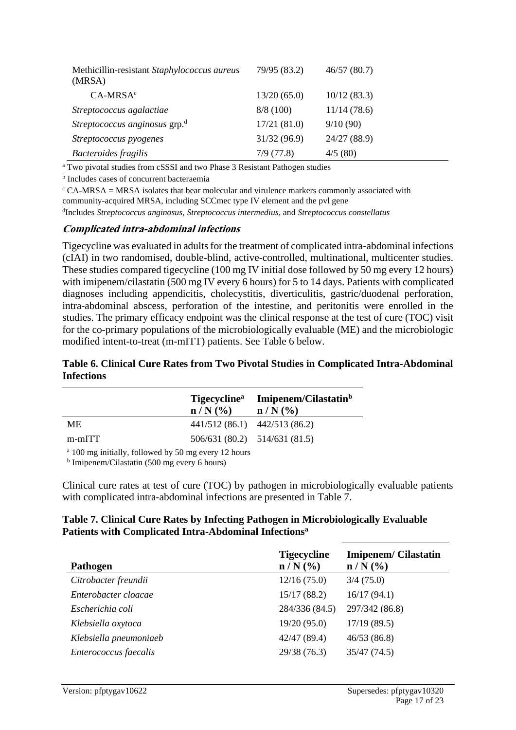| | | |
|---|---|---|
| Methicillin-resistant *Staphylococcus aureus* (MRSA) | 79/95 (83.2) | 46/57 (80.7) |
| CA-MRSA[c] | 13/20 (65.0) | 10/12 (83.3) |
| *Streptococcus agalactiae* | 8/8 (100) | 11/14 (78.6) |
| *Streptococcus anginosus* grp.[d] | 17/21 (81.0) | 9/10 (90) |
| *Streptococcus pyogenes* | 31/32 (96.9) | 24/27 (88.9) |
| *Bacteroides fragilis* | 7/9 (77.8) | 4/5 (80) |

[a] Two pivotal studies from cSSSI and two Phase 3 Resistant Pathogen studies

[b] Includes cases of concurrent bacteraemia

[c] CA-MRSA = MRSA isolates that bear molecular and virulence markers commonly associated with community-acquired MRSA, including SCCmec type IV element and the pvl gene

[d] Includes *Streptococcus anginosus*, *Streptococcus intermedius*, and *Streptococcus constellatus*

***Complicated intra-abdominal infections***

Tigecycline was evaluated in adults for the treatment of complicated intra-abdominal infections (cIAI) in two randomised, double-blind, active-controlled, multinational, multicenter studies. These studies compared tigecycline (100 mg IV initial dose followed by 50 mg every 12 hours) with imipenem/cilastatin (500 mg IV every 6 hours) for 5 to 14 days. Patients with complicated diagnoses including appendicitis, cholecystitis, diverticulitis, gastric/duodenal perforation, intra-abdominal abscess, perforation of the intestine, and peritonitis were enrolled in the studies. The primary efficacy endpoint was the clinical response at the test of cure (TOC) visit for the co-primary populations of the microbiologically evaluable (ME) and the microbiologic modified intent-to-treat (m-mITT) patients. See Table 6 below.

**Table 6. Clinical Cure Rates from Two Pivotal Studies in Complicated Intra-Abdominal Infections**

| | Tigecycline[a] n / N (%) | Imipenem/Cilastatin[b] n / N (%) |
|---|---|---|
| ME | 441/512 (86.1) | 442/513 (86.2) |
| m-mITT | 506/631 (80.2) | 514/631 (81.5) |

[a] 100 mg initially, followed by 50 mg every 12 hours

[b] Imipenem/Cilastatin (500 mg every 6 hours)

Clinical cure rates at test of cure (TOC) by pathogen in microbiologically evaluable patients with complicated intra-abdominal infections are presented in Table 7.

**Table 7. Clinical Cure Rates by Infecting Pathogen in Microbiologically Evaluable Patients with Complicated Intra-Abdominal Infections[a]**

| Pathogen | Tigecycline n / N (%) | Imipenem/ Cilastatin n / N (%) |
|---|---|---|
| *Citrobacter freundii* | 12/16 (75.0) | 3/4 (75.0) |
| *Enterobacter cloacae* | 15/17 (88.2) | 16/17 (94.1) |
| *Escherichia coli* | 284/336 (84.5) | 297/342 (86.8) |
| *Klebsiella oxytoca* | 19/20 (95.0) | 17/19 (89.5) |
| *Klebsiella pneumoniae*[b] | 42/47 (89.4) | 46/53 (86.8) |
| *Enterococcus faecalis* | 29/38 (76.3) | 35/47 (74.5) |

Version: pfptygav10622 Supersedes: pfptygav10320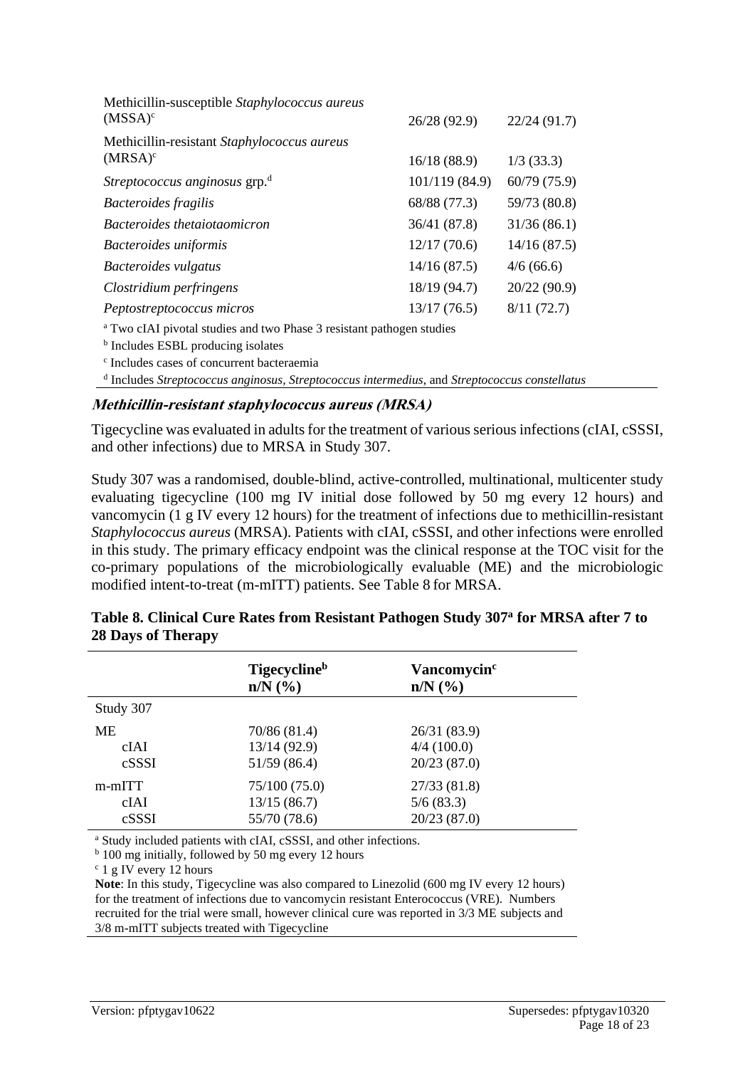| | | |
|---|---|---|
| Methicillin-susceptible *Staphylococcus aureus* (MSSA)[c] | 26/28 (92.9) | 22/24 (91.7) |
| Methicillin-resistant *Staphylococcus aureus* (MRSA)[c] | 16/18 (88.9) | 1/3 (33.3) |
| *Streptococcus anginosus* grp.[d] | 101/119 (84.9) | 60/79 (75.9) |
| *Bacteroides fragilis* | 68/88 (77.3) | 59/73 (80.8) |
| *Bacteroides thetaiotaomicron* | 36/41 (87.8) | 31/36 (86.1) |
| *Bacteroides uniformis* | 12/17 (70.6) | 14/16 (87.5) |
| *Bacteroides vulgatus* | 14/16 (87.5) | 4/6 (66.6) |
| *Clostridium perfringens* | 18/19 (94.7) | 20/22 (90.9) |
| *Peptostreptococcus micros* | 13/17 (76.5) | 8/11 (72.7) |

[a] Two cIAI pivotal studies and two Phase 3 resistant pathogen studies

[b] Includes ESBL producing isolates

[c] Includes cases of concurrent bacteraemia

[d] Includes *Streptococcus anginosus, Streptococcus intermedius,* and *Streptococcus constellatus*

### *Methicillin-resistant staphylococcus aureus (MRSA)*

Tigecycline was evaluated in adults for the treatment of various serious infections (cIAI, cSSSI, and other infections) due to MRSA in Study 307.

Study 307 was a randomised, double-blind, active-controlled, multinational, multicenter study evaluating tigecycline (100 mg IV initial dose followed by 50 mg every 12 hours) and vancomycin (1 g IV every 12 hours) for the treatment of infections due to methicillin-resistant *Staphylococcus aureus* (MRSA). Patients with cIAI, cSSSI, and other infections were enrolled in this study. The primary efficacy endpoint was the clinical response at the TOC visit for the co-primary populations of the microbiologically evaluable (ME) and the microbiologic modified intent-to-treat (m-mITT) patients. See Table 8 for MRSA.

**Table 8. Clinical Cure Rates from Resistant Pathogen Study 307[a] for MRSA after 7 to 28 Days of Therapy**

| | Tigecycline[b] n/N (%) | Vancomycin[c] n/N (%) |
|---|---|---|
| Study 307 | | |
| ME | 70/86 (81.4) | 26/31 (83.9) |
| cIAI | 13/14 (92.9) | 4/4 (100.0) |
| cSSSI | 51/59 (86.4) | 20/23 (87.0) |
| m-mITT | 75/100 (75.0) | 27/33 (81.8) |
| cIAI | 13/15 (86.7) | 5/6 (83.3) |
| cSSSI | 55/70 (78.6) | 20/23 (87.0) |

[a] Study included patients with cIAI, cSSSI, and other infections.

[b] 100 mg initially, followed by 50 mg every 12 hours

[c] 1 g IV every 12 hours

**Note**: In this study, Tigecycline was also compared to Linezolid (600 mg IV every 12 hours) for the treatment of infections due to vancomycin resistant Enterococcus (VRE). Numbers recruited for the trial were small, however clinical cure was reported in 3/3 ME subjects and 3/8 m-mITT subjects treated with Tigecycline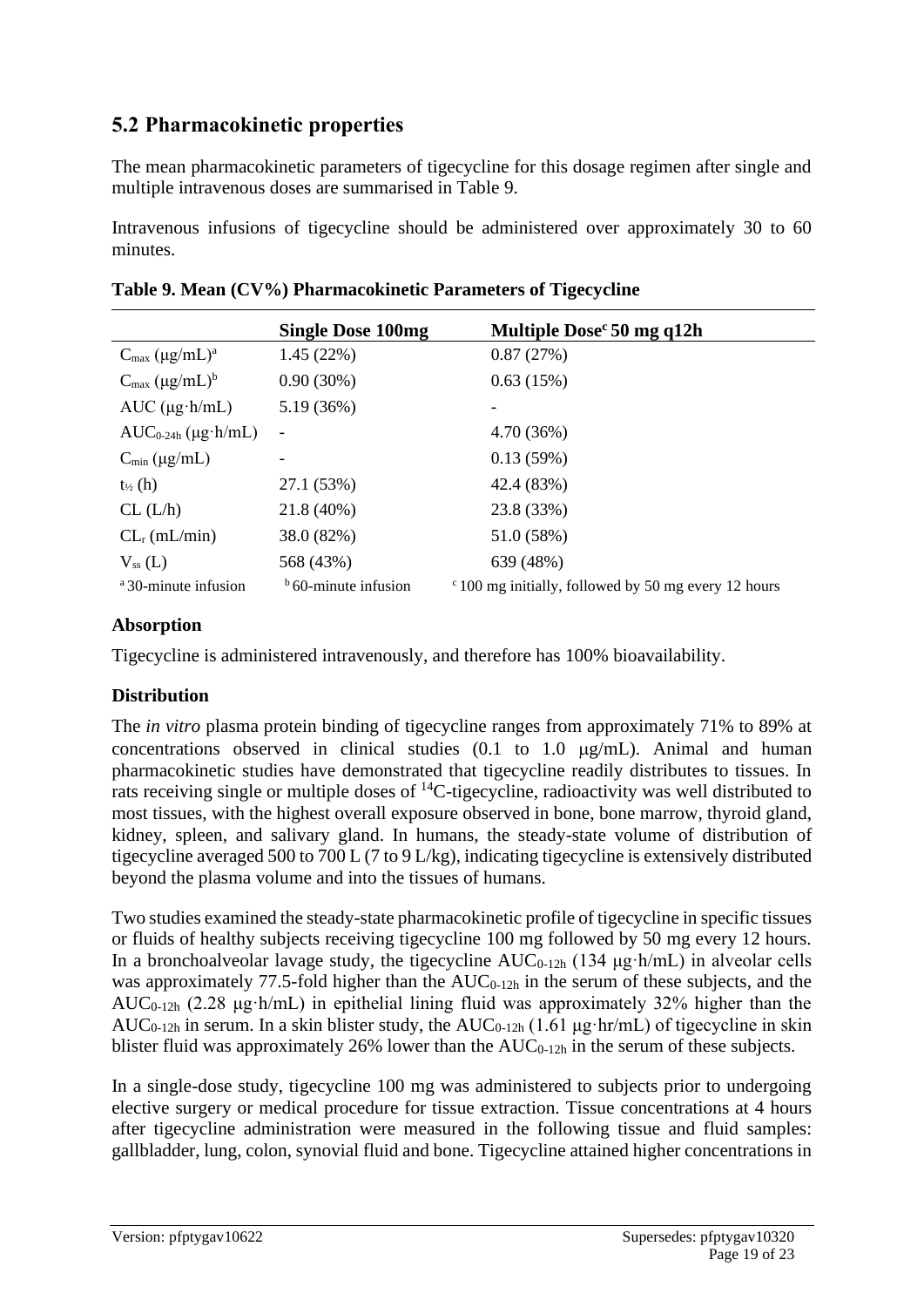## 5.2 Pharmacokinetic properties

The mean pharmacokinetic parameters of tigecycline for this dosage regimen after single and multiple intravenous doses are summarised in Table 9.

Intravenous infusions of tigecycline should be administered over approximately 30 to 60 minutes.

**Table 9. Mean (CV%) Pharmacokinetic Parameters of Tigecycline**

| | Single Dose 100mg | Multiple Dose[c] 50 mg q12h |
|---|---|---|
| $C_{max}$ (μg/mL)[a] | 1.45 (22%) | 0.87 (27%) |
| $C_{max}$ (μg/mL)[b] | 0.90 (30%) | 0.63 (15%) |
| AUC (μg·h/mL) | 5.19 (36%) | - |
| $AUC_{0\text{-}24h}$ (μg·h/mL) | - | 4.70 (36%) |
| $C_{min}$ (μg/mL) | - | 0.13 (59%) |
| $t_{½}$ (h) | 27.1 (53%) | 42.4 (83%) |
| CL (L/h) | 21.8 (40%) | 23.8 (33%) |
| $CL_r$ (mL/min) | 38.0 (82%) | 51.0 (58%) |
| $V_{ss}$ (L) | 568 (43%) | 639 (48%) |

[a] 30-minute infusion [b] 60-minute infusion [c] 100 mg initially, followed by 50 mg every 12 hours

### Absorption

Tigecycline is administered intravenously, and therefore has 100% bioavailability.

### Distribution

The *in vitro* plasma protein binding of tigecycline ranges from approximately 71% to 89% at concentrations observed in clinical studies (0.1 to 1.0 μg/mL). Animal and human pharmacokinetic studies have demonstrated that tigecycline readily distributes to tissues. In rats receiving single or multiple doses of $^{14}$C-tigecycline, radioactivity was well distributed to most tissues, with the highest overall exposure observed in bone, bone marrow, thyroid gland, kidney, spleen, and salivary gland. In humans, the steady-state volume of distribution of tigecycline averaged 500 to 700 L (7 to 9 L/kg), indicating tigecycline is extensively distributed beyond the plasma volume and into the tissues of humans.

Two studies examined the steady-state pharmacokinetic profile of tigecycline in specific tissues or fluids of healthy subjects receiving tigecycline 100 mg followed by 50 mg every 12 hours. In a bronchoalveolar lavage study, the tigecycline $AUC_{0\text{-}12h}$ (134 μg·h/mL) in alveolar cells was approximately 77.5-fold higher than the $AUC_{0\text{-}12h}$ in the serum of these subjects, and the $AUC_{0\text{-}12h}$ (2.28 μg·h/mL) in epithelial lining fluid was approximately 32% higher than the $AUC_{0\text{-}12h}$ in serum. In a skin blister study, the $AUC_{0\text{-}12h}$ (1.61 μg·hr/mL) of tigecycline in skin blister fluid was approximately 26% lower than the $AUC_{0\text{-}12h}$ in the serum of these subjects.

In a single-dose study, tigecycline 100 mg was administered to subjects prior to undergoing elective surgery or medical procedure for tissue extraction. Tissue concentrations at 4 hours after tigecycline administration were measured in the following tissue and fluid samples: gallbladder, lung, colon, synovial fluid and bone. Tigecycline attained higher concentrations in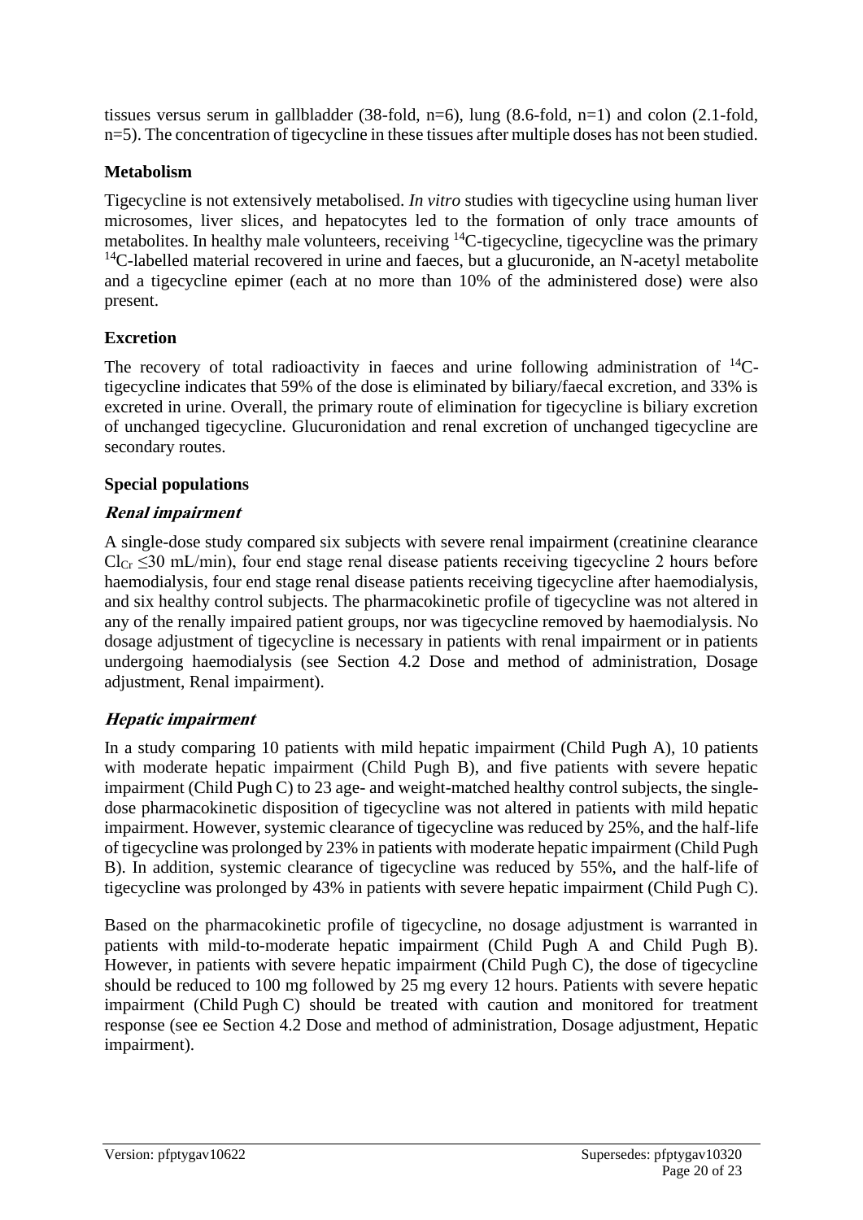tissues versus serum in gallbladder (38-fold, n=6), lung (8.6-fold, n=1) and colon (2.1-fold, n=5). The concentration of tigecycline in these tissues after multiple doses has not been studied.

**Metabolism**

Tigecycline is not extensively metabolised. *In vitro* studies with tigecycline using human liver microsomes, liver slices, and hepatocytes led to the formation of only trace amounts of metabolites. In healthy male volunteers, receiving $^{14}$C-tigecycline, tigecycline was the primary $^{14}$C-labelled material recovered in urine and faeces, but a glucuronide, an N-acetyl metabolite and a tigecycline epimer (each at no more than 10% of the administered dose) were also present.

**Excretion**

The recovery of total radioactivity in faeces and urine following administration of $^{14}$C-tigecycline indicates that 59% of the dose is eliminated by biliary/faecal excretion, and 33% is excreted in urine. Overall, the primary route of elimination for tigecycline is biliary excretion of unchanged tigecycline. Glucuronidation and renal excretion of unchanged tigecycline are secondary routes.

**Special populations**

***Renal impairment***

A single-dose study compared six subjects with severe renal impairment (creatinine clearance $Cl_{Cr} \leq 30$ mL/min), four end stage renal disease patients receiving tigecycline 2 hours before haemodialysis, four end stage renal disease patients receiving tigecycline after haemodialysis, and six healthy control subjects. The pharmacokinetic profile of tigecycline was not altered in any of the renally impaired patient groups, nor was tigecycline removed by haemodialysis. No dosage adjustment of tigecycline is necessary in patients with renal impairment or in patients undergoing haemodialysis (see Section 4.2 Dose and method of administration, Dosage adjustment, Renal impairment).

***Hepatic impairment***

In a study comparing 10 patients with mild hepatic impairment (Child Pugh A), 10 patients with moderate hepatic impairment (Child Pugh B), and five patients with severe hepatic impairment (Child Pugh C) to 23 age- and weight-matched healthy control subjects, the single-dose pharmacokinetic disposition of tigecycline was not altered in patients with mild hepatic impairment. However, systemic clearance of tigecycline was reduced by 25%, and the half-life of tigecycline was prolonged by 23% in patients with moderate hepatic impairment (Child Pugh B). In addition, systemic clearance of tigecycline was reduced by 55%, and the half-life of tigecycline was prolonged by 43% in patients with severe hepatic impairment (Child Pugh C).

Based on the pharmacokinetic profile of tigecycline, no dosage adjustment is warranted in patients with mild-to-moderate hepatic impairment (Child Pugh A and Child Pugh B). However, in patients with severe hepatic impairment (Child Pugh C), the dose of tigecycline should be reduced to 100 mg followed by 25 mg every 12 hours. Patients with severe hepatic impairment (Child Pugh C) should be treated with caution and monitored for treatment response (see ee Section 4.2 Dose and method of administration, Dosage adjustment, Hepatic impairment).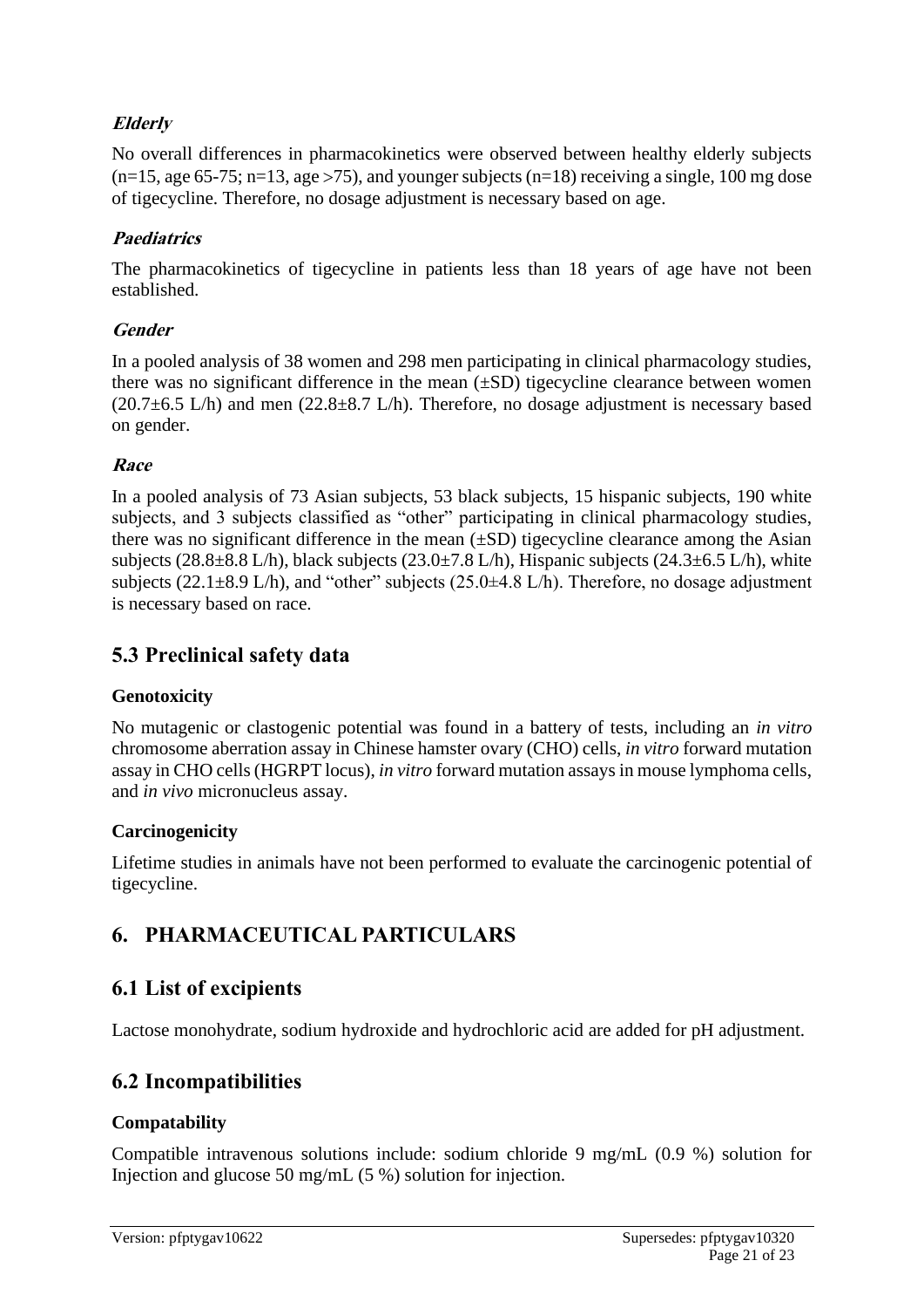#### *Elderly*

No overall differences in pharmacokinetics were observed between healthy elderly subjects (n=15, age 65-75; n=13, age >75), and younger subjects (n=18) receiving a single, 100 mg dose of tigecycline. Therefore, no dosage adjustment is necessary based on age.

#### *Paediatrics*

The pharmacokinetics of tigecycline in patients less than 18 years of age have not been established.

#### *Gender*

In a pooled analysis of 38 women and 298 men participating in clinical pharmacology studies, there was no significant difference in the mean (±SD) tigecycline clearance between women (20.7±6.5 L/h) and men (22.8±8.7 L/h). Therefore, no dosage adjustment is necessary based on gender.

#### *Race*

In a pooled analysis of 73 Asian subjects, 53 black subjects, 15 hispanic subjects, 190 white subjects, and 3 subjects classified as "other" participating in clinical pharmacology studies, there was no significant difference in the mean (±SD) tigecycline clearance among the Asian subjects (28.8±8.8 L/h), black subjects (23.0±7.8 L/h), Hispanic subjects (24.3±6.5 L/h), white subjects (22.1±8.9 L/h), and "other" subjects (25.0±4.8 L/h). Therefore, no dosage adjustment is necessary based on race.

## 5.3 Preclinical safety data

### Genotoxicity

No mutagenic or clastogenic potential was found in a battery of tests, including an *in vitro* chromosome aberration assay in Chinese hamster ovary (CHO) cells, *in vitro* forward mutation assay in CHO cells (HGRPT locus), *in vitro* forward mutation assays in mouse lymphoma cells, and *in vivo* micronucleus assay.

### Carcinogenicity

Lifetime studies in animals have not been performed to evaluate the carcinogenic potential of tigecycline.

# 6. PHARMACEUTICAL PARTICULARS

## 6.1 List of excipients

Lactose monohydrate, sodium hydroxide and hydrochloric acid are added for pH adjustment.

## 6.2 Incompatibilities

### Compatability

Compatible intravenous solutions include: sodium chloride 9 mg/mL (0.9 %) solution for Injection and glucose 50 mg/mL (5 %) solution for injection.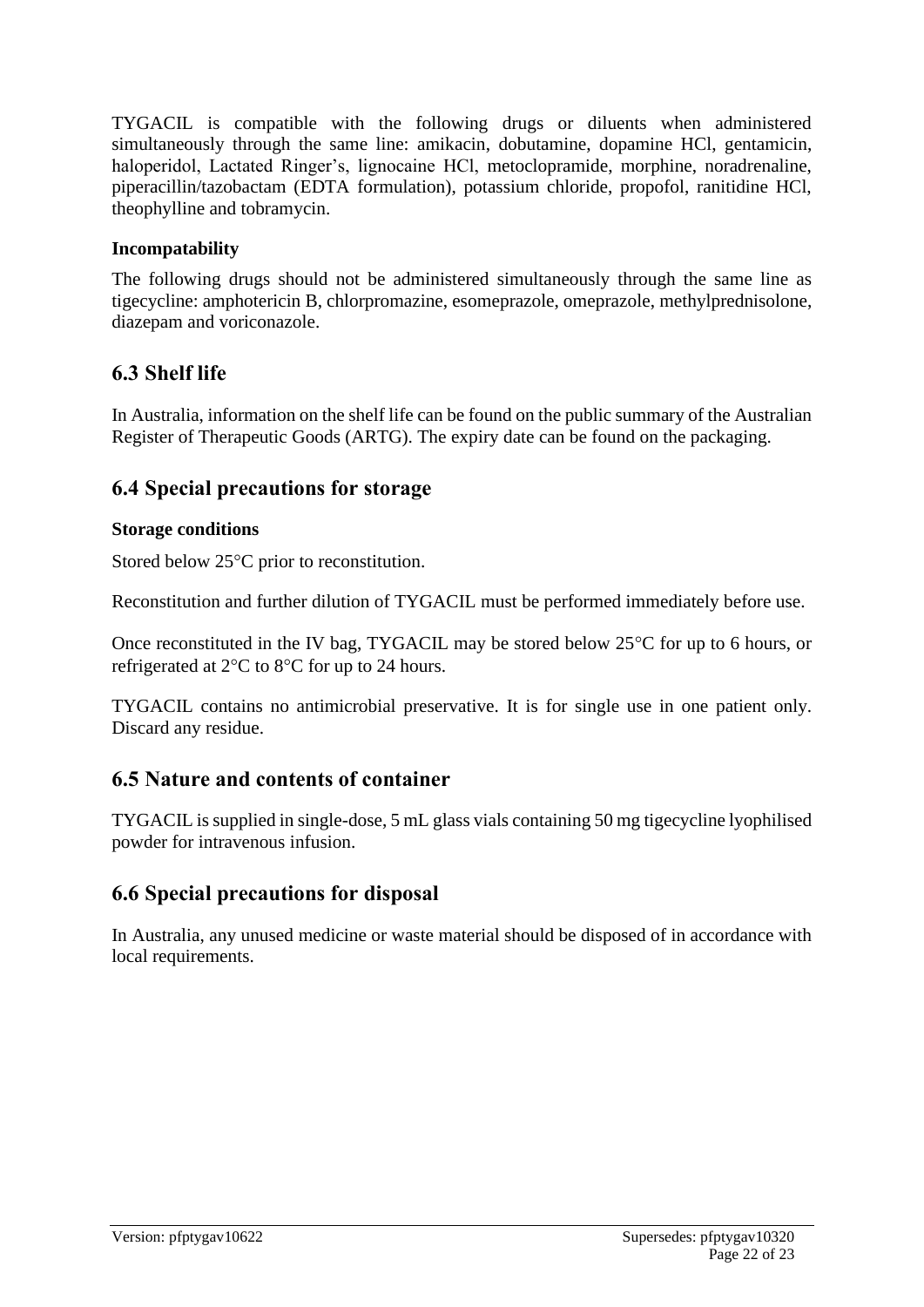TYGACIL is compatible with the following drugs or diluents when administered simultaneously through the same line: amikacin, dobutamine, dopamine HCl, gentamicin, haloperidol, Lactated Ringer's, lignocaine HCl, metoclopramide, morphine, noradrenaline, piperacillin/tazobactam (EDTA formulation), potassium chloride, propofol, ranitidine HCl, theophylline and tobramycin.

#### Incompatability

The following drugs should not be administered simultaneously through the same line as tigecycline: amphotericin B, chlorpromazine, esomeprazole, omeprazole, methylprednisolone, diazepam and voriconazole.

## 6.3 Shelf life

In Australia, information on the shelf life can be found on the public summary of the Australian Register of Therapeutic Goods (ARTG). The expiry date can be found on the packaging.

## 6.4 Special precautions for storage

#### Storage conditions

Stored below 25°C prior to reconstitution.

Reconstitution and further dilution of TYGACIL must be performed immediately before use.

Once reconstituted in the IV bag, TYGACIL may be stored below 25°C for up to 6 hours, or refrigerated at 2°C to 8°C for up to 24 hours.

TYGACIL contains no antimicrobial preservative. It is for single use in one patient only. Discard any residue.

## 6.5 Nature and contents of container

TYGACIL is supplied in single-dose, 5 mL glass vials containing 50 mg tigecycline lyophilised powder for intravenous infusion.

## 6.6 Special precautions for disposal

In Australia, any unused medicine or waste material should be disposed of in accordance with local requirements.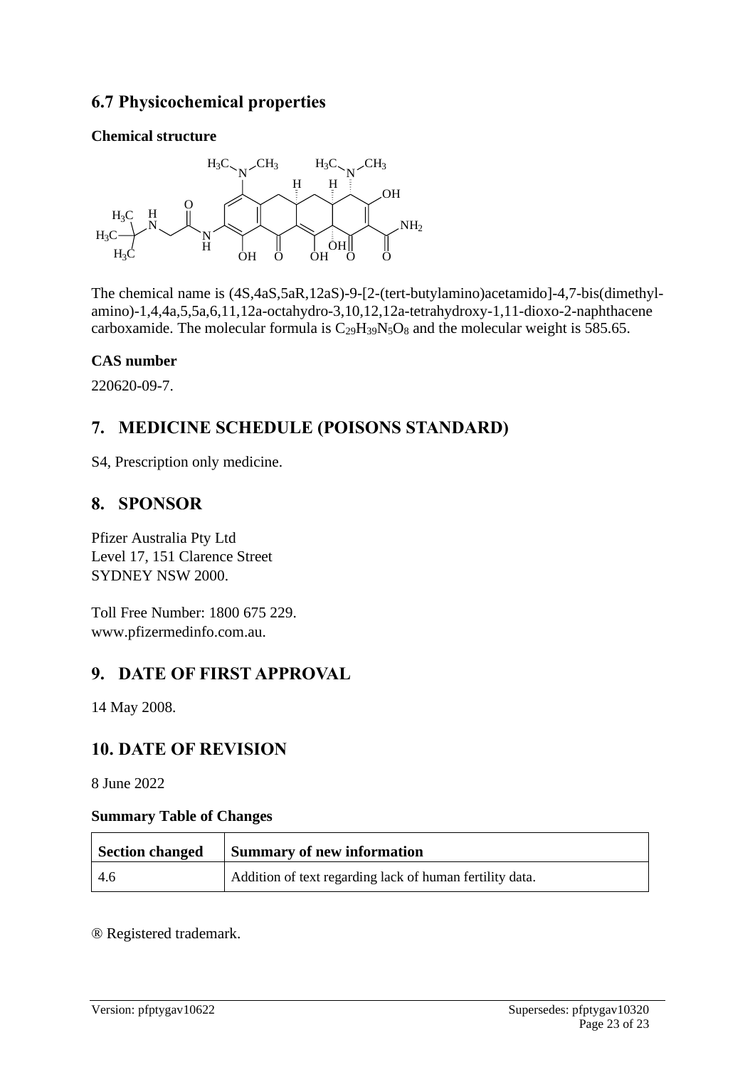## 6.7 Physicochemical properties

**Chemical structure**

The chemical name is (4S,4aS,5aR,12aS)-9-[2-(tert-butylamino)acetamido]-4,7-bis(dimethyl-amino)-1,4,4a,5,5a,6,11,12a-octahydro-3,10,12,12a-tetrahydroxy-1,11-dioxo-2-naphthacene carboxamide. The molecular formula is $C_{29}H_{39}N_5O_8$ and the molecular weight is 585.65.

**CAS number**

220620-09-7.

## 7. MEDICINE SCHEDULE (POISONS STANDARD)

S4, Prescription only medicine.

## 8. SPONSOR

Pfizer Australia Pty Ltd
Level 17, 151 Clarence Street
SYDNEY NSW 2000.

Toll Free Number: 1800 675 229.
www.pfizermedinfo.com.au.

## 9. DATE OF FIRST APPROVAL

14 May 2008.

## 10. DATE OF REVISION

8 June 2022

**Summary Table of Changes**

| Section changed | Summary of new information |
| --- | --- |
| 4.6 | Addition of text regarding lack of human fertility data. |

® Registered trademark.

Version: pfptygav10622 Supersedes: pfptygav10320